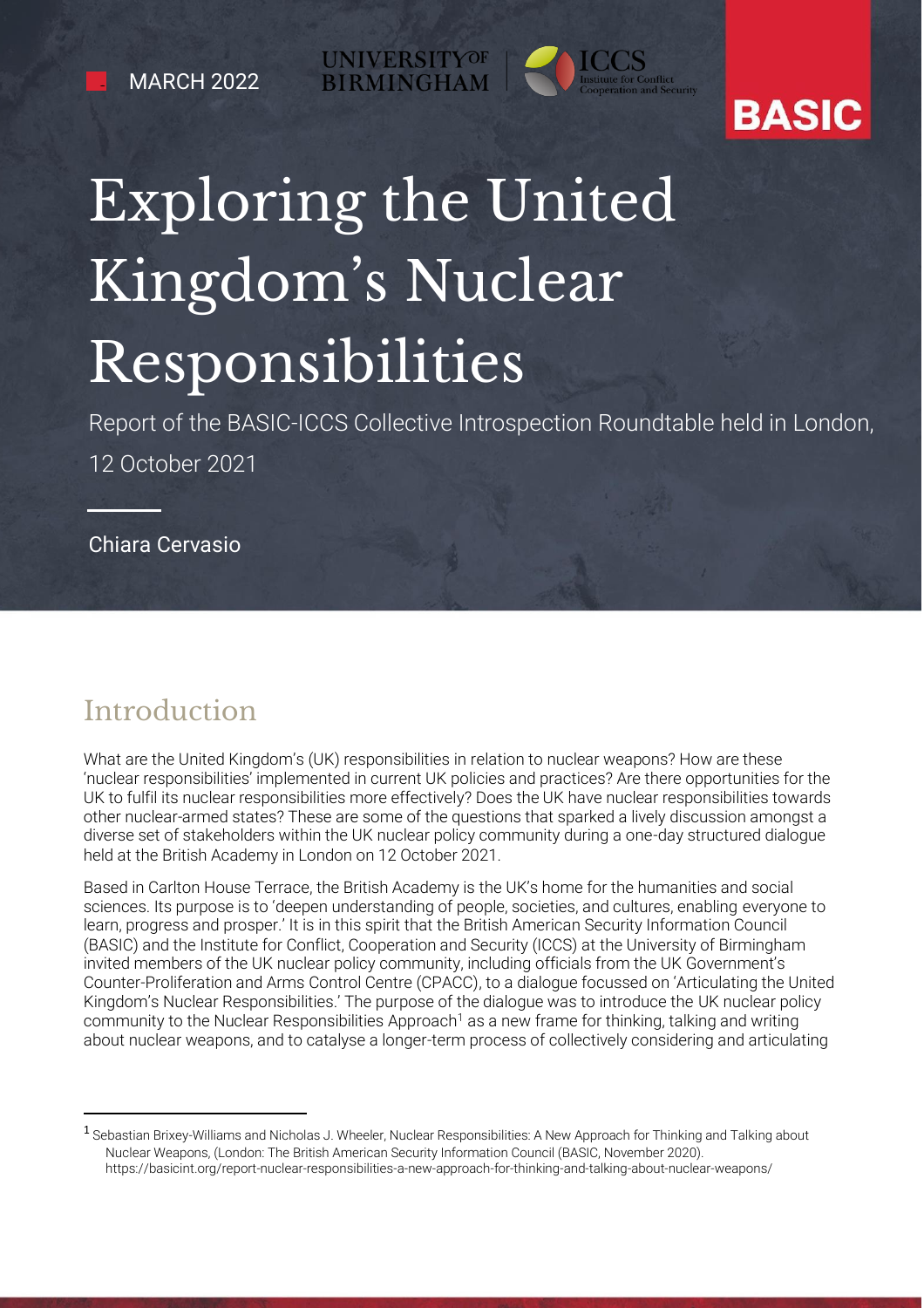MARCH 2022

UNIVERSITY OF BIRMINGHAM | ICCS Institute for Conflict Cooperation and Security

BASIC

# Exploring the United Kingdom's Nuclear Responsibilities

Report of the BASIC-ICCS Collective Introspection Roundtable held in London, 12 October 2021

Chiara Cervasio

## Introduction

What are the United Kingdom's (UK) responsibilities in relation to nuclear weapons? How are these 'nuclear responsibilities' implemented in current UK policies and practices? Are there opportunities for the UK to fulfil its nuclear responsibilities more effectively? Does the UK have nuclear responsibilities towards other nuclear-armed states? These are some of the questions that sparked a lively discussion amongst a diverse set of stakeholders within the UK nuclear policy community during a one-day structured dialogue held at the British Academy in London on 12 October 2021.

Based in Carlton House Terrace, the British Academy is the UK's home for the humanities and social sciences. Its purpose is to 'deepen understanding of people, societies, and cultures, enabling everyone to learn, progress and prosper.' It is in this spirit that the British American Security Information Council (BASIC) and the Institute for Conflict, Cooperation and Security (ICCS) at the University of Birmingham invited members of the UK nuclear policy community, including officials from the UK Government's Counter-Proliferation and Arms Control Centre (CPACC), to a dialogue focussed on 'Articulating the United Kingdom's Nuclear Responsibilities.' The purpose of the dialogue was to introduce the UK nuclear policy community to the Nuclear Responsibilities Approach[1] as a new frame for thinking, talking and writing about nuclear weapons, and to catalyse a longer-term process of collectively considering and articulating

[1] Sebastian Brixey-Williams and Nicholas J. Wheeler, Nuclear Responsibilities: A New Approach for Thinking and Talking about Nuclear Weapons, (London: The British American Security Information Council (BASIC, November 2020). https://basicint.org/report-nuclear-responsibilities-a-new-approach-for-thinking-and-talking-about-nuclear-weapons/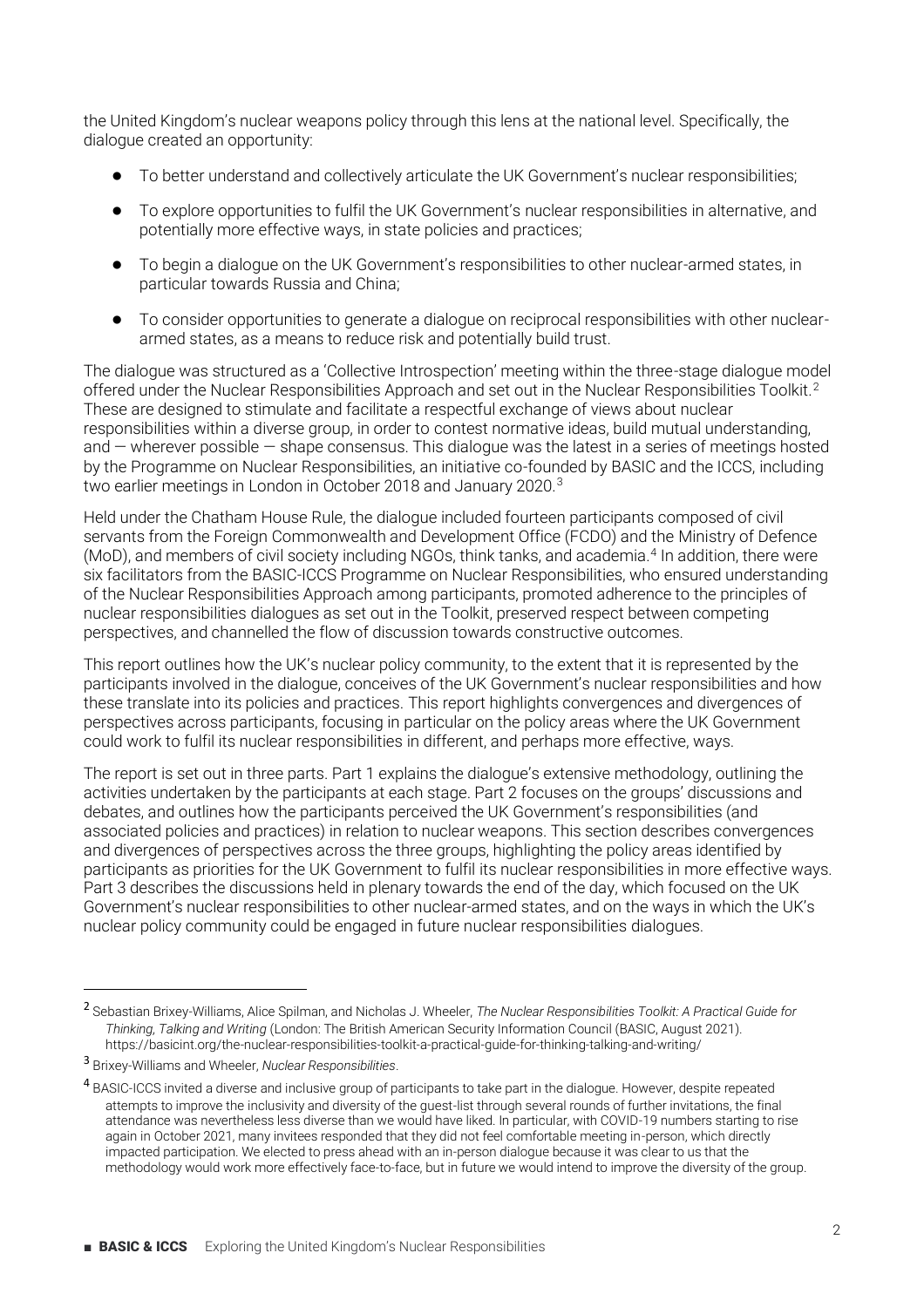the United Kingdom's nuclear weapons policy through this lens at the national level. Specifically, the dialogue created an opportunity:

- To better understand and collectively articulate the UK Government's nuclear responsibilities;
- To explore opportunities to fulfil the UK Government's nuclear responsibilities in alternative, and potentially more effective ways, in state policies and practices;
- To begin a dialogue on the UK Government's responsibilities to other nuclear-armed states, in particular towards Russia and China;
- To consider opportunities to generate a dialogue on reciprocal responsibilities with other nuclear-armed states, as a means to reduce risk and potentially build trust.

The dialogue was structured as a 'Collective Introspection' meeting within the three-stage dialogue model offered under the Nuclear Responsibilities Approach and set out in the Nuclear Responsibilities Toolkit.[2] These are designed to stimulate and facilitate a respectful exchange of views about nuclear responsibilities within a diverse group, in order to contest normative ideas, build mutual understanding, and — wherever possible — shape consensus. This dialogue was the latest in a series of meetings hosted by the Programme on Nuclear Responsibilities, an initiative co-founded by BASIC and the ICCS, including two earlier meetings in London in October 2018 and January 2020.[3]

Held under the Chatham House Rule, the dialogue included fourteen participants composed of civil servants from the Foreign Commonwealth and Development Office (FCDO) and the Ministry of Defence (MoD), and members of civil society including NGOs, think tanks, and academia.[4] In addition, there were six facilitators from the BASIC-ICCS Programme on Nuclear Responsibilities, who ensured understanding of the Nuclear Responsibilities Approach among participants, promoted adherence to the principles of nuclear responsibilities dialogues as set out in the Toolkit, preserved respect between competing perspectives, and channelled the flow of discussion towards constructive outcomes.

This report outlines how the UK's nuclear policy community, to the extent that it is represented by the participants involved in the dialogue, conceives of the UK Government's nuclear responsibilities and how these translate into its policies and practices. This report highlights convergences and divergences of perspectives across participants, focusing in particular on the policy areas where the UK Government could work to fulfil its nuclear responsibilities in different, and perhaps more effective, ways.

The report is set out in three parts. Part 1 explains the dialogue's extensive methodology, outlining the activities undertaken by the participants at each stage. Part 2 focuses on the groups' discussions and debates, and outlines how the participants perceived the UK Government's responsibilities (and associated policies and practices) in relation to nuclear weapons. This section describes convergences and divergences of perspectives across the three groups, highlighting the policy areas identified by participants as priorities for the UK Government to fulfil its nuclear responsibilities in more effective ways. Part 3 describes the discussions held in plenary towards the end of the day, which focused on the UK Government's nuclear responsibilities to other nuclear-armed states, and on the ways in which the UK's nuclear policy community could be engaged in future nuclear responsibilities dialogues.

---

[2] Sebastian Brixey-Williams, Alice Spilman, and Nicholas J. Wheeler, *The Nuclear Responsibilities Toolkit: A Practical Guide for Thinking, Talking and Writing* (London: The British American Security Information Council (BASIC, August 2021). https://basicint.org/the-nuclear-responsibilities-toolkit-a-practical-guide-for-thinking-talking-and-writing/

[3] Brixey-Williams and Wheeler, *Nuclear Responsibilities*.

[4] BASIC-ICCS invited a diverse and inclusive group of participants to take part in the dialogue. However, despite repeated attempts to improve the inclusivity and diversity of the guest-list through several rounds of further invitations, the final attendance was nevertheless less diverse than we would have liked. In particular, with COVID-19 numbers starting to rise again in October 2021, many invitees responded that they did not feel comfortable meeting in-person, which directly impacted participation. We elected to press ahead with an in-person dialogue because it was clear to us that the methodology would work more effectively face-to-face, but in future we would intend to improve the diversity of the group.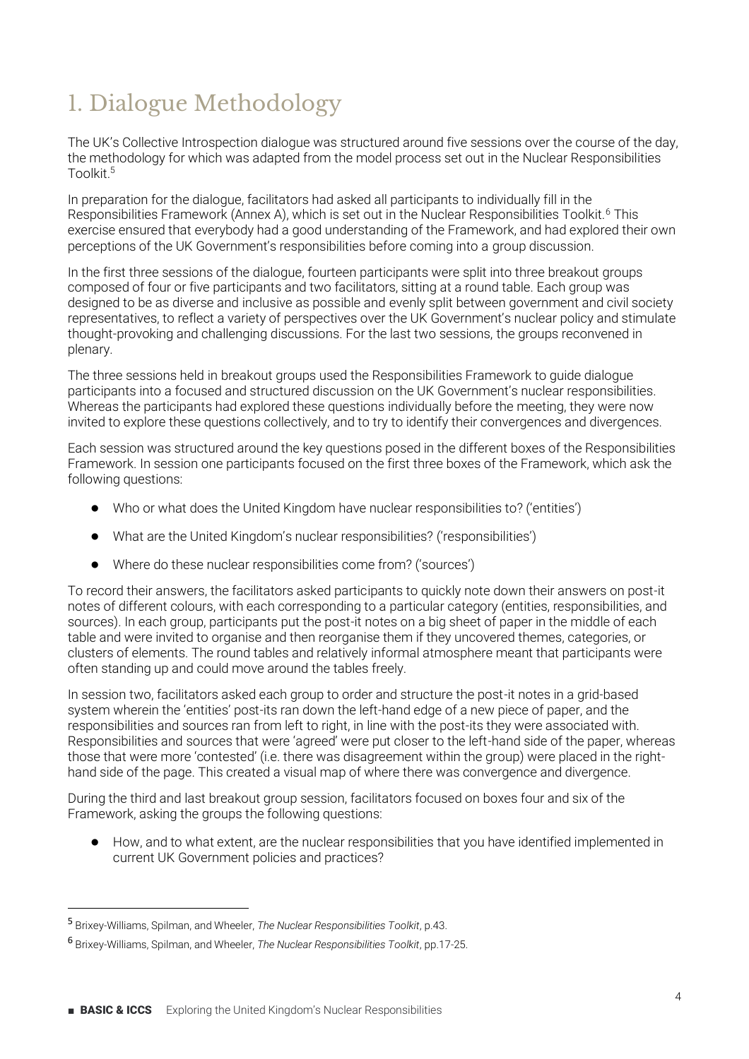# 1. Dialogue Methodology

The UK's Collective Introspection dialogue was structured around five sessions over the course of the day, the methodology for which was adapted from the model process set out in the Nuclear Responsibilities Toolkit.[5]

In preparation for the dialogue, facilitators had asked all participants to individually fill in the Responsibilities Framework (Annex A), which is set out in the Nuclear Responsibilities Toolkit.[6] This exercise ensured that everybody had a good understanding of the Framework, and had explored their own perceptions of the UK Government's responsibilities before coming into a group discussion.

In the first three sessions of the dialogue, fourteen participants were split into three breakout groups composed of four or five participants and two facilitators, sitting at a round table. Each group was designed to be as diverse and inclusive as possible and evenly split between government and civil society representatives, to reflect a variety of perspectives over the UK Government's nuclear policy and stimulate thought-provoking and challenging discussions. For the last two sessions, the groups reconvened in plenary.

The three sessions held in breakout groups used the Responsibilities Framework to guide dialogue participants into a focused and structured discussion on the UK Government's nuclear responsibilities. Whereas the participants had explored these questions individually before the meeting, they were now invited to explore these questions collectively, and to try to identify their convergences and divergences.

Each session was structured around the key questions posed in the different boxes of the Responsibilities Framework. In session one participants focused on the first three boxes of the Framework, which ask the following questions:

- Who or what does the United Kingdom have nuclear responsibilities to? ('entities')
- What are the United Kingdom's nuclear responsibilities? ('responsibilities')
- Where do these nuclear responsibilities come from? ('sources')

To record their answers, the facilitators asked participants to quickly note down their answers on post-it notes of different colours, with each corresponding to a particular category (entities, responsibilities, and sources). In each group, participants put the post-it notes on a big sheet of paper in the middle of each table and were invited to organise and then reorganise them if they uncovered themes, categories, or clusters of elements. The round tables and relatively informal atmosphere meant that participants were often standing up and could move around the tables freely.

In session two, facilitators asked each group to order and structure the post-it notes in a grid-based system wherein the 'entities' post-its ran down the left-hand edge of a new piece of paper, and the responsibilities and sources ran from left to right, in line with the post-its they were associated with. Responsibilities and sources that were 'agreed' were put closer to the left-hand side of the paper, whereas those that were more 'contested' (i.e. there was disagreement within the group) were placed in the right-hand side of the page. This created a visual map of where there was convergence and divergence.

During the third and last breakout group session, facilitators focused on boxes four and six of the Framework, asking the groups the following questions:

- How, and to what extent, are the nuclear responsibilities that you have identified implemented in current UK Government policies and practices?

[5] Brixey-Williams, Spilman, and Wheeler, *The Nuclear Responsibilities Toolkit*, p.43.

[6] Brixey-Williams, Spilman, and Wheeler, *The Nuclear Responsibilities Toolkit*, pp.17-25.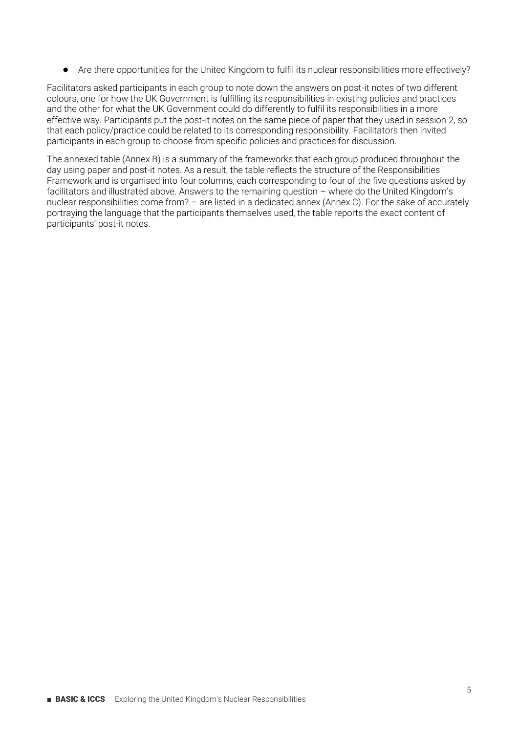- Are there opportunities for the United Kingdom to fulfil its nuclear responsibilities more effectively?

Facilitators asked participants in each group to note down the answers on post-it notes of two different colours, one for how the UK Government is fulfilling its responsibilities in existing policies and practices and the other for what the UK Government could do differently to fulfil its responsibilities in a more effective way. Participants put the post-it notes on the same piece of paper that they used in session 2, so that each policy/practice could be related to its corresponding responsibility. Facilitators then invited participants in each group to choose from specific policies and practices for discussion.

The annexed table (Annex B) is a summary of the frameworks that each group produced throughout the day using paper and post-it notes. As a result, the table reflects the structure of the Responsibilities Framework and is organised into four columns, each corresponding to four of the five questions asked by facilitators and illustrated above. Answers to the remaining question – where do the United Kingdom's nuclear responsibilities come from? – are listed in a dedicated annex (Annex C). For the sake of accurately portraying the language that the participants themselves used, the table reports the exact content of participants' post-it notes.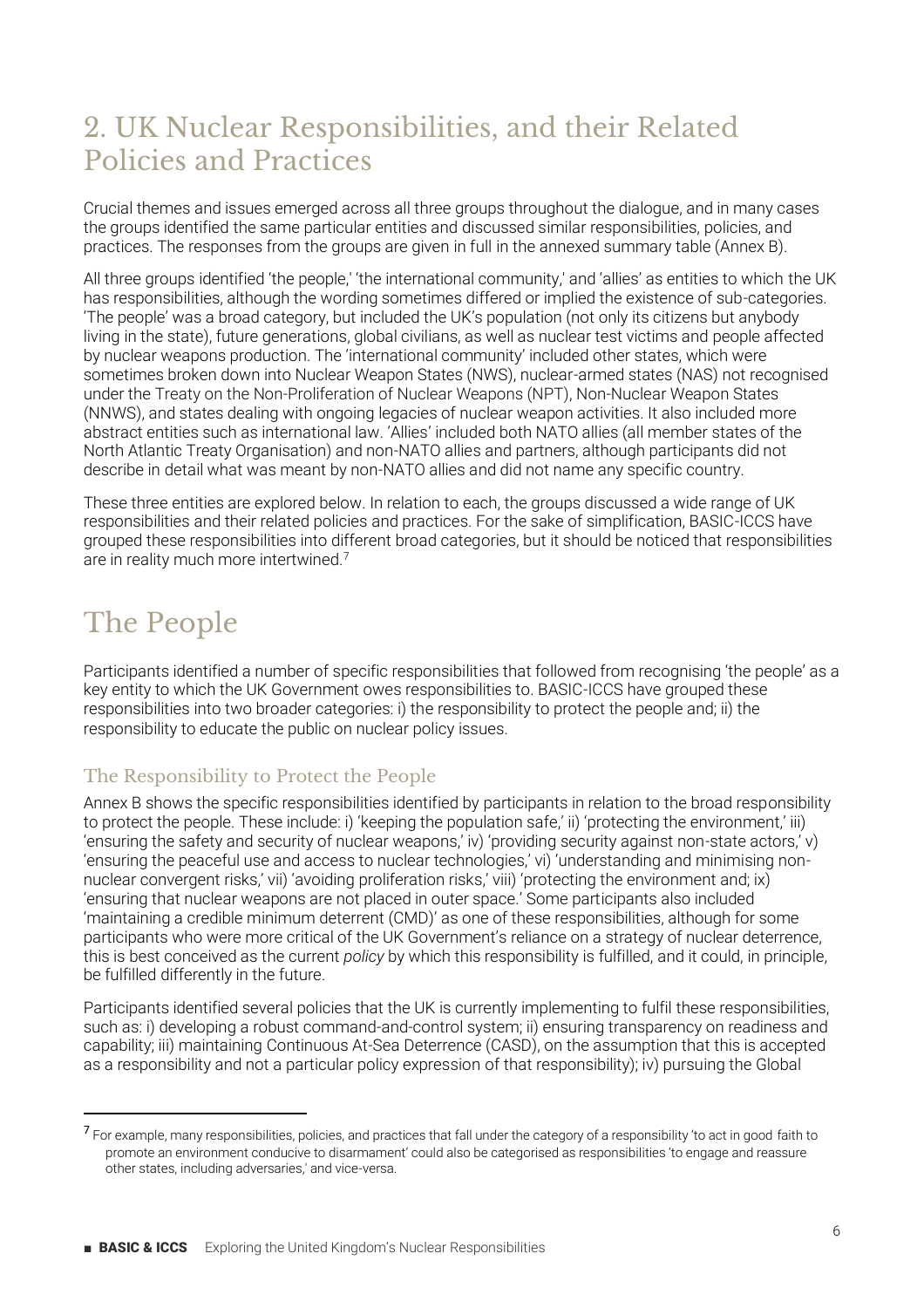## 2. UK Nuclear Responsibilities, and their Related Policies and Practices

Crucial themes and issues emerged across all three groups throughout the dialogue, and in many cases the groups identified the same particular entities and discussed similar responsibilities, policies, and practices. The responses from the groups are given in full in the annexed summary table (Annex B).

All three groups identified 'the people,' 'the international community,' and 'allies' as entities to which the UK has responsibilities, although the wording sometimes differed or implied the existence of sub-categories. 'The people' was a broad category, but included the UK's population (not only its citizens but anybody living in the state), future generations, global civilians, as well as nuclear test victims and people affected by nuclear weapons production. The 'international community' included other states, which were sometimes broken down into Nuclear Weapon States (NWS), nuclear-armed states (NAS) not recognised under the Treaty on the Non-Proliferation of Nuclear Weapons (NPT), Non-Nuclear Weapon States (NNWS), and states dealing with ongoing legacies of nuclear weapon activities. It also included more abstract entities such as international law. 'Allies' included both NATO allies (all member states of the North Atlantic Treaty Organisation) and non-NATO allies and partners, although participants did not describe in detail what was meant by non-NATO allies and did not name any specific country.

These three entities are explored below. In relation to each, the groups discussed a wide range of UK responsibilities and their related policies and practices. For the sake of simplification, BASIC-ICCS have grouped these responsibilities into different broad categories, but it should be noticed that responsibilities are in reality much more intertwined.[7]

## The People

Participants identified a number of specific responsibilities that followed from recognising 'the people' as a key entity to which the UK Government owes responsibilities to. BASIC-ICCS have grouped these responsibilities into two broader categories: i) the responsibility to protect the people and; ii) the responsibility to educate the public on nuclear policy issues.

### The Responsibility to Protect the People

Annex B shows the specific responsibilities identified by participants in relation to the broad responsibility to protect the people. These include: i) 'keeping the population safe,' ii) 'protecting the environment,' iii) 'ensuring the safety and security of nuclear weapons,' iv) 'providing security against non-state actors,' v) 'ensuring the peaceful use and access to nuclear technologies,' vi) 'understanding and minimising non-nuclear convergent risks,' vii) 'avoiding proliferation risks,' viii) 'protecting the environment and; ix) 'ensuring that nuclear weapons are not placed in outer space.' Some participants also included 'maintaining a credible minimum deterrent (CMD)' as one of these responsibilities, although for some participants who were more critical of the UK Government's reliance on a strategy of nuclear deterrence, this is best conceived as the current *policy* by which this responsibility is fulfilled, and it could, in principle, be fulfilled differently in the future.

Participants identified several policies that the UK is currently implementing to fulfil these responsibilities, such as: i) developing a robust command-and-control system; ii) ensuring transparency on readiness and capability; iii) maintaining Continuous At-Sea Deterrence (CASD), on the assumption that this is accepted as a responsibility and not a particular policy expression of that responsibility); iv) pursuing the Global

[7] For example, many responsibilities, policies, and practices that fall under the category of a responsibility 'to act in good faith to promote an environment conducive to disarmament' could also be categorised as responsibilities 'to engage and reassure other states, including adversaries,' and vice-versa.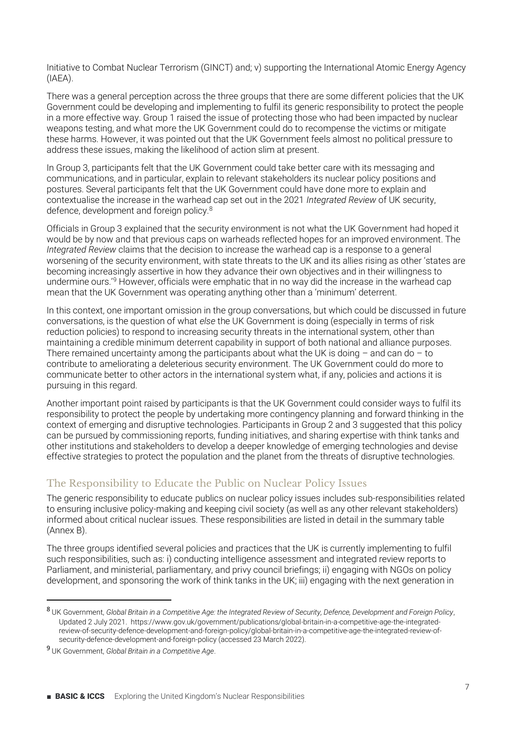Initiative to Combat Nuclear Terrorism (GINCT) and; v) supporting the International Atomic Energy Agency (IAEA).

There was a general perception across the three groups that there are some different policies that the UK Government could be developing and implementing to fulfil its generic responsibility to protect the people in a more effective way. Group 1 raised the issue of protecting those who had been impacted by nuclear weapons testing, and what more the UK Government could do to recompense the victims or mitigate these harms. However, it was pointed out that the UK Government feels almost no political pressure to address these issues, making the likelihood of action slim at present.

In Group 3, participants felt that the UK Government could take better care with its messaging and communications, and in particular, explain to relevant stakeholders its nuclear policy positions and postures. Several participants felt that the UK Government could have done more to explain and contextualise the increase in the warhead cap set out in the 2021 *Integrated Review* of UK security, defence, development and foreign policy.[8]

Officials in Group 3 explained that the security environment is not what the UK Government had hoped it would be by now and that previous caps on warheads reflected hopes for an improved environment. The *Integrated Review* claims that the decision to increase the warhead cap is a response to a general worsening of the security environment, with state threats to the UK and its allies rising as other 'states are becoming increasingly assertive in how they advance their own objectives and in their willingness to undermine ours.'[9] However, officials were emphatic that in no way did the increase in the warhead cap mean that the UK Government was operating anything other than a 'minimum' deterrent.

In this context, one important omission in the group conversations, but which could be discussed in future conversations, is the question of what *else* the UK Government is doing (especially in terms of risk reduction policies) to respond to increasing security threats in the international system, other than maintaining a credible minimum deterrent capability in support of both national and alliance purposes. There remained uncertainty among the participants about what the UK is doing – and can do – to contribute to ameliorating a deleterious security environment. The UK Government could do more to communicate better to other actors in the international system what, if any, policies and actions it is pursuing in this regard.

Another important point raised by participants is that the UK Government could consider ways to fulfil its responsibility to protect the people by undertaking more contingency planning and forward thinking in the context of emerging and disruptive technologies. Participants in Group 2 and 3 suggested that this policy can be pursued by commissioning reports, funding initiatives, and sharing expertise with think tanks and other institutions and stakeholders to develop a deeper knowledge of emerging technologies and devise effective strategies to protect the population and the planet from the threats of disruptive technologies.

## The Responsibility to Educate the Public on Nuclear Policy Issues

The generic responsibility to educate publics on nuclear policy issues includes sub-responsibilities related to ensuring inclusive policy-making and keeping civil society (as well as any other relevant stakeholders) informed about critical nuclear issues. These responsibilities are listed in detail in the summary table (Annex B).

The three groups identified several policies and practices that the UK is currently implementing to fulfil such responsibilities, such as: i) conducting intelligence assessment and integrated review reports to Parliament, and ministerial, parliamentary, and privy council briefings; ii) engaging with NGOs on policy development, and sponsoring the work of think tanks in the UK; iii) engaging with the next generation in

---

[8] UK Government, *Global Britain in a Competitive Age: the Integrated Review of Security, Defence, Development and Foreign Policy*, Updated 2 July 2021. https://www.gov.uk/government/publications/global-britain-in-a-competitive-age-the-integrated-review-of-security-defence-development-and-foreign-policy/global-britain-in-a-competitive-age-the-integrated-review-of-security-defence-development-and-foreign-policy (accessed 23 March 2022).

[9] UK Government, *Global Britain in a Competitive Age*.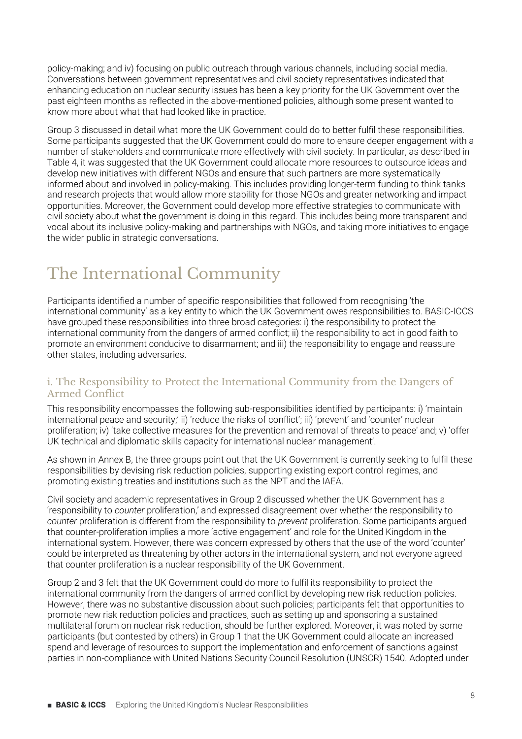policy-making; and iv) focusing on public outreach through various channels, including social media. Conversations between government representatives and civil society representatives indicated that enhancing education on nuclear security issues has been a key priority for the UK Government over the past eighteen months as reflected in the above-mentioned policies, although some present wanted to know more about what that had looked like in practice.

Group 3 discussed in detail what more the UK Government could do to better fulfil these responsibilities. Some participants suggested that the UK Government could do more to ensure deeper engagement with a number of stakeholders and communicate more effectively with civil society. In particular, as described in Table 4, it was suggested that the UK Government could allocate more resources to outsource ideas and develop new initiatives with different NGOs and ensure that such partners are more systematically informed about and involved in policy-making. This includes providing longer-term funding to think tanks and research projects that would allow more stability for those NGOs and greater networking and impact opportunities. Moreover, the Government could develop more effective strategies to communicate with civil society about what the government is doing in this regard. This includes being more transparent and vocal about its inclusive policy-making and partnerships with NGOs, and taking more initiatives to engage the wider public in strategic conversations.

# The International Community

Participants identified a number of specific responsibilities that followed from recognising 'the international community' as a key entity to which the UK Government owes responsibilities to. BASIC-ICCS have grouped these responsibilities into three broad categories: i) the responsibility to protect the international community from the dangers of armed conflict; ii) the responsibility to act in good faith to promote an environment conducive to disarmament; and iii) the responsibility to engage and reassure other states, including adversaries.

### i. The Responsibility to Protect the International Community from the Dangers of Armed Conflict

This responsibility encompasses the following sub-responsibilities identified by participants: i) 'maintain international peace and security;' ii) 'reduce the risks of conflict'; iii) 'prevent' and 'counter' nuclear proliferation; iv) 'take collective measures for the prevention and removal of threats to peace' and; v) 'offer UK technical and diplomatic skills capacity for international nuclear management'.

As shown in Annex B, the three groups point out that the UK Government is currently seeking to fulfil these responsibilities by devising risk reduction policies, supporting existing export control regimes, and promoting existing treaties and institutions such as the NPT and the IAEA.

Civil society and academic representatives in Group 2 discussed whether the UK Government has a 'responsibility to *counter* proliferation,' and expressed disagreement over whether the responsibility to *counter* proliferation is different from the responsibility to *prevent* proliferation. Some participants argued that counter-proliferation implies a more 'active engagement' and role for the United Kingdom in the international system. However, there was concern expressed by others that the use of the word 'counter' could be interpreted as threatening by other actors in the international system, and not everyone agreed that counter proliferation is a nuclear responsibility of the UK Government.

Group 2 and 3 felt that the UK Government could do more to fulfil its responsibility to protect the international community from the dangers of armed conflict by developing new risk reduction policies. However, there was no substantive discussion about such policies; participants felt that opportunities to promote new risk reduction policies and practices, such as setting up and sponsoring a sustained multilateral forum on nuclear risk reduction, should be further explored. Moreover, it was noted by some participants (but contested by others) in Group 1 that the UK Government could allocate an increased spend and leverage of resources to support the implementation and enforcement of sanctions against parties in non-compliance with United Nations Security Council Resolution (UNSCR) 1540. Adopted under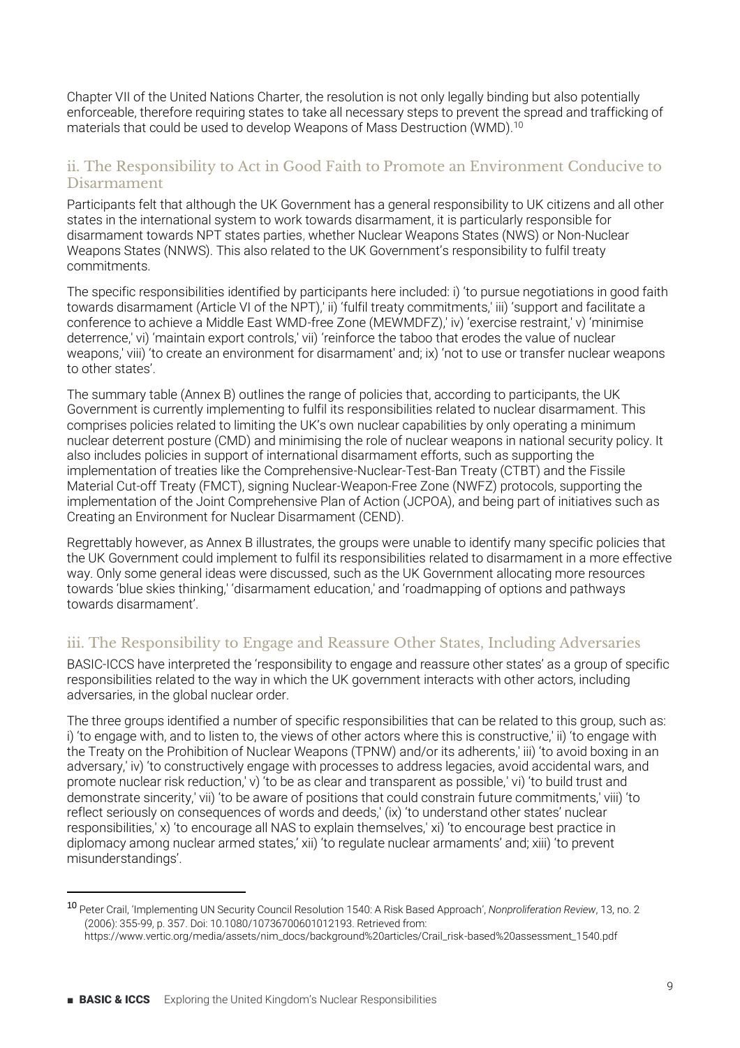Chapter VII of the United Nations Charter, the resolution is not only legally binding but also potentially enforceable, therefore requiring states to take all necessary steps to prevent the spread and trafficking of materials that could be used to develop Weapons of Mass Destruction (WMD).[10]

### ii. The Responsibility to Act in Good Faith to Promote an Environment Conducive to Disarmament

Participants felt that although the UK Government has a general responsibility to UK citizens and all other states in the international system to work towards disarmament, it is particularly responsible for disarmament towards NPT states parties, whether Nuclear Weapons States (NWS) or Non-Nuclear Weapons States (NNWS). This also related to the UK Government's responsibility to fulfil treaty commitments.

The specific responsibilities identified by participants here included: i) 'to pursue negotiations in good faith towards disarmament (Article VI of the NPT),' ii) 'fulfil treaty commitments,' iii) 'support and facilitate a conference to achieve a Middle East WMD-free Zone (MEWMDFZ),' iv) 'exercise restraint,' v) 'minimise deterrence,' vi) 'maintain export controls,' vii) 'reinforce the taboo that erodes the value of nuclear weapons,' viii) 'to create an environment for disarmament' and; ix) 'not to use or transfer nuclear weapons to other states'.

The summary table (Annex B) outlines the range of policies that, according to participants, the UK Government is currently implementing to fulfil its responsibilities related to nuclear disarmament. This comprises policies related to limiting the UK's own nuclear capabilities by only operating a minimum nuclear deterrent posture (CMD) and minimising the role of nuclear weapons in national security policy. It also includes policies in support of international disarmament efforts, such as supporting the implementation of treaties like the Comprehensive-Nuclear-Test-Ban Treaty (CTBT) and the Fissile Material Cut-off Treaty (FMCT), signing Nuclear-Weapon-Free Zone (NWFZ) protocols, supporting the implementation of the Joint Comprehensive Plan of Action (JCPOA), and being part of initiatives such as Creating an Environment for Nuclear Disarmament (CEND).

Regrettably however, as Annex B illustrates, the groups were unable to identify many specific policies that the UK Government could implement to fulfil its responsibilities related to disarmament in a more effective way. Only some general ideas were discussed, such as the UK Government allocating more resources towards 'blue skies thinking,' 'disarmament education,' and 'roadmapping of options and pathways towards disarmament'.

### iii. The Responsibility to Engage and Reassure Other States, Including Adversaries

BASIC-ICCS have interpreted the 'responsibility to engage and reassure other states' as a group of specific responsibilities related to the way in which the UK government interacts with other actors, including adversaries, in the global nuclear order.

The three groups identified a number of specific responsibilities that can be related to this group, such as: i) 'to engage with, and to listen to, the views of other actors where this is constructive,' ii) 'to engage with the Treaty on the Prohibition of Nuclear Weapons (TPNW) and/or its adherents,' iii) 'to avoid boxing in an adversary,' iv) 'to constructively engage with processes to address legacies, avoid accidental wars, and promote nuclear risk reduction,' v) 'to be as clear and transparent as possible,' vi) 'to build trust and demonstrate sincerity,' vii) 'to be aware of positions that could constrain future commitments,' viii) 'to reflect seriously on consequences of words and deeds,' (ix) 'to understand other states' nuclear responsibilities,' x) 'to encourage all NAS to explain themselves,' xi) 'to encourage best practice in diplomacy among nuclear armed states,' xii) 'to regulate nuclear armaments' and; xiii) 'to prevent misunderstandings'.

---

[10] Peter Crail, 'Implementing UN Security Council Resolution 1540: A Risk Based Approach', *Nonproliferation Review*, 13, no. 2 (2006): 355-99, p. 357. Doi: 10.1080/10736700601012193. Retrieved from: https://www.vertic.org/media/assets/nim_docs/background%20articles/Crail_risk-based%20assessment_1540.pdf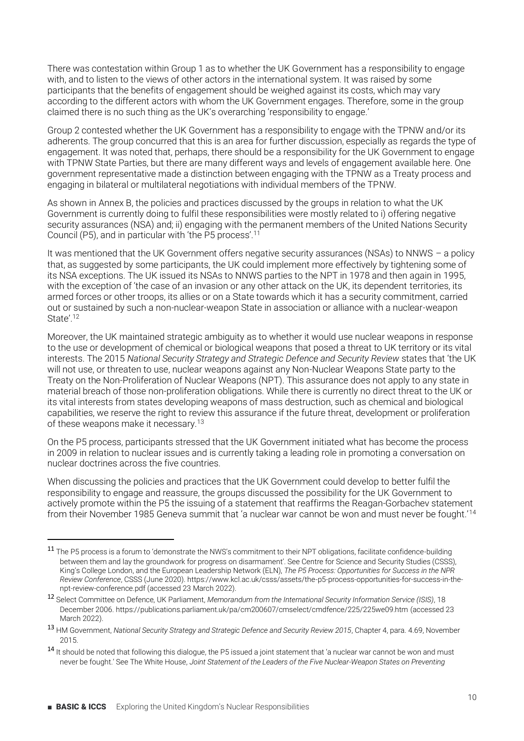There was contestation within Group 1 as to whether the UK Government has a responsibility to engage with, and to listen to the views of other actors in the international system. It was raised by some participants that the benefits of engagement should be weighed against its costs, which may vary according to the different actors with whom the UK Government engages. Therefore, some in the group claimed there is no such thing as the UK's overarching 'responsibility to engage.'

Group 2 contested whether the UK Government has a responsibility to engage with the TPNW and/or its adherents. The group concurred that this is an area for further discussion, especially as regards the type of engagement. It was noted that, perhaps, there should be a responsibility for the UK Government to engage with TPNW State Parties, but there are many different ways and levels of engagement available here. One government representative made a distinction between engaging with the TPNW as a Treaty process and engaging in bilateral or multilateral negotiations with individual members of the TPNW.

As shown in Annex B, the policies and practices discussed by the groups in relation to what the UK Government is currently doing to fulfil these responsibilities were mostly related to i) offering negative security assurances (NSA) and; ii) engaging with the permanent members of the United Nations Security Council (P5), and in particular with 'the P5 process'.[11]

It was mentioned that the UK Government offers negative security assurances (NSAs) to NNWS – a policy that, as suggested by some participants, the UK could implement more effectively by tightening some of its NSA exceptions. The UK issued its NSAs to NNWS parties to the NPT in 1978 and then again in 1995, with the exception of 'the case of an invasion or any other attack on the UK, its dependent territories, its armed forces or other troops, its allies or on a State towards which it has a security commitment, carried out or sustained by such a non-nuclear-weapon State in association or alliance with a nuclear-weapon State'.[12]

Moreover, the UK maintained strategic ambiguity as to whether it would use nuclear weapons in response to the use or development of chemical or biological weapons that posed a threat to UK territory or its vital interests. The 2015 *National Security Strategy and Strategic Defence and Security Review* states that 'the UK will not use, or threaten to use, nuclear weapons against any Non-Nuclear Weapons State party to the Treaty on the Non-Proliferation of Nuclear Weapons (NPT). This assurance does not apply to any state in material breach of those non-proliferation obligations. While there is currently no direct threat to the UK or its vital interests from states developing weapons of mass destruction, such as chemical and biological capabilities, we reserve the right to review this assurance if the future threat, development or proliferation of these weapons make it necessary.[13]

On the P5 process, participants stressed that the UK Government initiated what has become the process in 2009 in relation to nuclear issues and is currently taking a leading role in promoting a conversation on nuclear doctrines across the five countries.

When discussing the policies and practices that the UK Government could develop to better fulfil the responsibility to engage and reassure, the groups discussed the possibility for the UK Government to actively promote within the P5 the issuing of a statement that reaffirms the Reagan-Gorbachev statement from their November 1985 Geneva summit that 'a nuclear war cannot be won and must never be fought.'[14]

---

[11] The P5 process is a forum to 'demonstrate the NWS's commitment to their NPT obligations, facilitate confidence-building between them and lay the groundwork for progress on disarmament'. See Centre for Science and Security Studies (CSSS), King's College London, and the European Leadership Network (ELN), *The P5 Process: Opportunities for Success in the NPR Review Conference*, CSSS (June 2020). https://www.kcl.ac.uk/csss/assets/the-p5-process-opportunities-for-success-in-the-npt-review-conference.pdf (accessed 23 March 2022).

[12] Select Committee on Defence, UK Parliament, *Memorandum from the International Security Information Service (ISIS)*, 18 December 2006. https://publications.parliament.uk/pa/cm200607/cmselect/cmdfence/225/225we09.htm (accessed 23 March 2022).

[13] HM Government, *National Security Strategy and Strategic Defence and Security Review 2015*, Chapter 4, para. 4.69, November 2015.

[14] It should be noted that following this dialogue, the P5 issued a joint statement that 'a nuclear war cannot be won and must never be fought.' See The White House, *Joint Statement of the Leaders of the Five Nuclear-Weapon States on Preventing*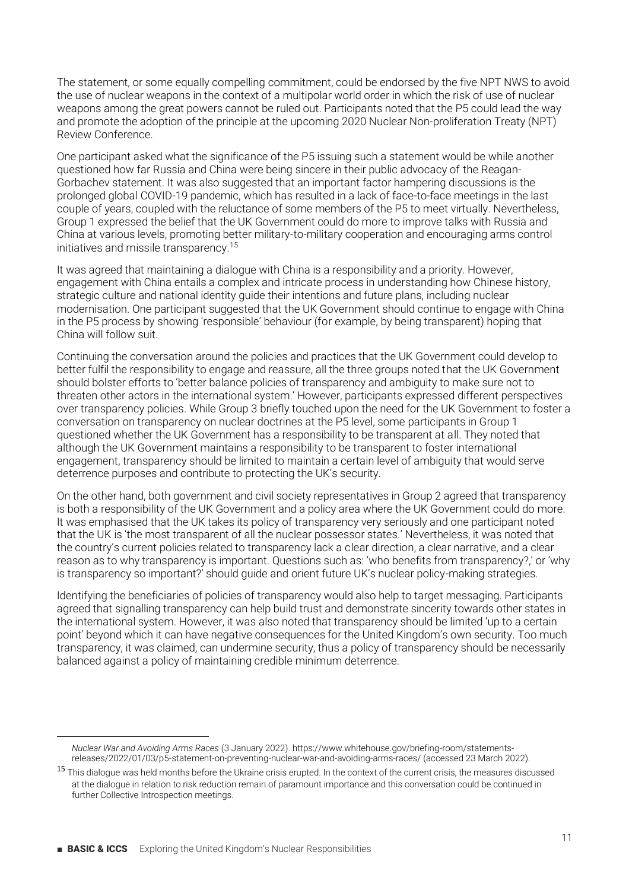The statement, or some equally compelling commitment, could be endorsed by the five NPT NWS to avoid the use of nuclear weapons in the context of a multipolar world order in which the risk of use of nuclear weapons among the great powers cannot be ruled out. Participants noted that the P5 could lead the way and promote the adoption of the principle at the upcoming 2020 Nuclear Non-proliferation Treaty (NPT) Review Conference.

One participant asked what the significance of the P5 issuing such a statement would be while another questioned how far Russia and China were being sincere in their public advocacy of the Reagan-Gorbachev statement. It was also suggested that an important factor hampering discussions is the prolonged global COVID-19 pandemic, which has resulted in a lack of face-to-face meetings in the last couple of years, coupled with the reluctance of some members of the P5 to meet virtually. Nevertheless, Group 1 expressed the belief that the UK Government could do more to improve talks with Russia and China at various levels, promoting better military-to-military cooperation and encouraging arms control initiatives and missile transparency.[15]

It was agreed that maintaining a dialogue with China is a responsibility and a priority. However, engagement with China entails a complex and intricate process in understanding how Chinese history, strategic culture and national identity guide their intentions and future plans, including nuclear modernisation. One participant suggested that the UK Government should continue to engage with China in the P5 process by showing 'responsible' behaviour (for example, by being transparent) hoping that China will follow suit.

Continuing the conversation around the policies and practices that the UK Government could develop to better fulfil the responsibility to engage and reassure, all the three groups noted that the UK Government should bolster efforts to 'better balance policies of transparency and ambiguity to make sure not to threaten other actors in the international system.' However, participants expressed different perspectives over transparency policies. While Group 3 briefly touched upon the need for the UK Government to foster a conversation on transparency on nuclear doctrines at the P5 level, some participants in Group 1 questioned whether the UK Government has a responsibility to be transparent at all. They noted that although the UK Government maintains a responsibility to be transparent to foster international engagement, transparency should be limited to maintain a certain level of ambiguity that would serve deterrence purposes and contribute to protecting the UK's security.

On the other hand, both government and civil society representatives in Group 2 agreed that transparency is both a responsibility of the UK Government and a policy area where the UK Government could do more. It was emphasised that the UK takes its policy of transparency very seriously and one participant noted that the UK is 'the most transparent of all the nuclear possessor states.' Nevertheless, it was noted that the country's current policies related to transparency lack a clear direction, a clear narrative, and a clear reason as to why transparency is important. Questions such as: 'who benefits from transparency?,' or 'why is transparency so important?' should guide and orient future UK's nuclear policy-making strategies.

Identifying the beneficiaries of policies of transparency would also help to target messaging. Participants agreed that signalling transparency can help build trust and demonstrate sincerity towards other states in the international system. However, it was also noted that transparency should be limited 'up to a certain point' beyond which it can have negative consequences for the United Kingdom's own security. Too much transparency, it was claimed, can undermine security, thus a policy of transparency should be necessarily balanced against a policy of maintaining credible minimum deterrence.

---

*Nuclear War and Avoiding Arms Races* (3 January 2022). https://www.whitehouse.gov/briefing-room/statements-releases/2022/01/03/p5-statement-on-preventing-nuclear-war-and-avoiding-arms-races/ (accessed 23 March 2022).

[15] This dialogue was held months before the Ukraine crisis erupted. In the context of the current crisis, the measures discussed at the dialogue in relation to risk reduction remain of paramount importance and this conversation could be continued in further Collective Introspection meetings.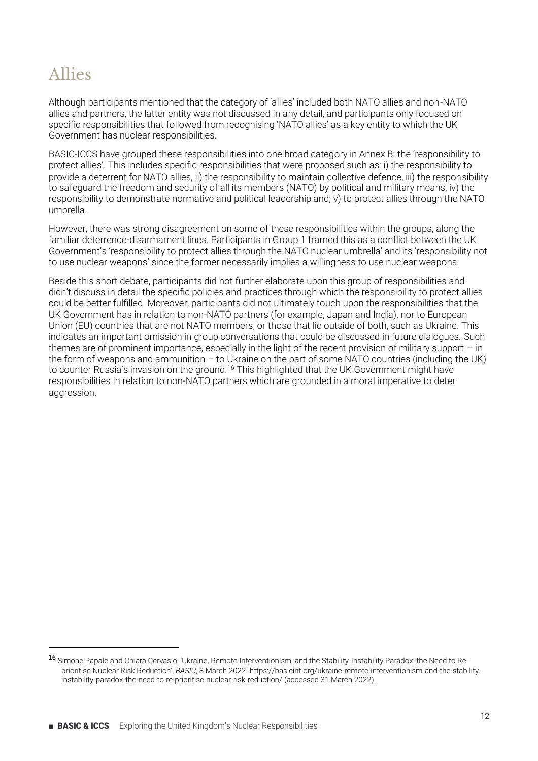## Allies

Although participants mentioned that the category of 'allies' included both NATO allies and non-NATO allies and partners, the latter entity was not discussed in any detail, and participants only focused on specific responsibilities that followed from recognising 'NATO allies' as a key entity to which the UK Government has nuclear responsibilities.

BASIC-ICCS have grouped these responsibilities into one broad category in Annex B: the 'responsibility to protect allies'. This includes specific responsibilities that were proposed such as: i) the responsibility to provide a deterrent for NATO allies, ii) the responsibility to maintain collective defence, iii) the responsibility to safeguard the freedom and security of all its members (NATO) by political and military means, iv) the responsibility to demonstrate normative and political leadership and; v) to protect allies through the NATO umbrella.

However, there was strong disagreement on some of these responsibilities within the groups, along the familiar deterrence-disarmament lines. Participants in Group 1 framed this as a conflict between the UK Government's 'responsibility to protect allies through the NATO nuclear umbrella' and its 'responsibility not to use nuclear weapons' since the former necessarily implies a willingness to use nuclear weapons.

Beside this short debate, participants did not further elaborate upon this group of responsibilities and didn't discuss in detail the specific policies and practices through which the responsibility to protect allies could be better fulfilled. Moreover, participants did not ultimately touch upon the responsibilities that the UK Government has in relation to non-NATO partners (for example, Japan and India), nor to European Union (EU) countries that are not NATO members, or those that lie outside of both, such as Ukraine. This indicates an important omission in group conversations that could be discussed in future dialogues. Such themes are of prominent importance, especially in the light of the recent provision of military support – in the form of weapons and ammunition – to Ukraine on the part of some NATO countries (including the UK) to counter Russia's invasion on the ground.[16] This highlighted that the UK Government might have responsibilities in relation to non-NATO partners which are grounded in a moral imperative to deter aggression.

---

[16] Simone Papale and Chiara Cervasio, 'Ukraine, Remote Interventionism, and the Stability-Instability Paradox: the Need to Re-prioritise Nuclear Risk Reduction', *BASIC*, 8 March 2022. https://basicint.org/ukraine-remote-interventionism-and-the-stability-instability-paradox-the-need-to-re-prioritise-nuclear-risk-reduction/ (accessed 31 March 2022).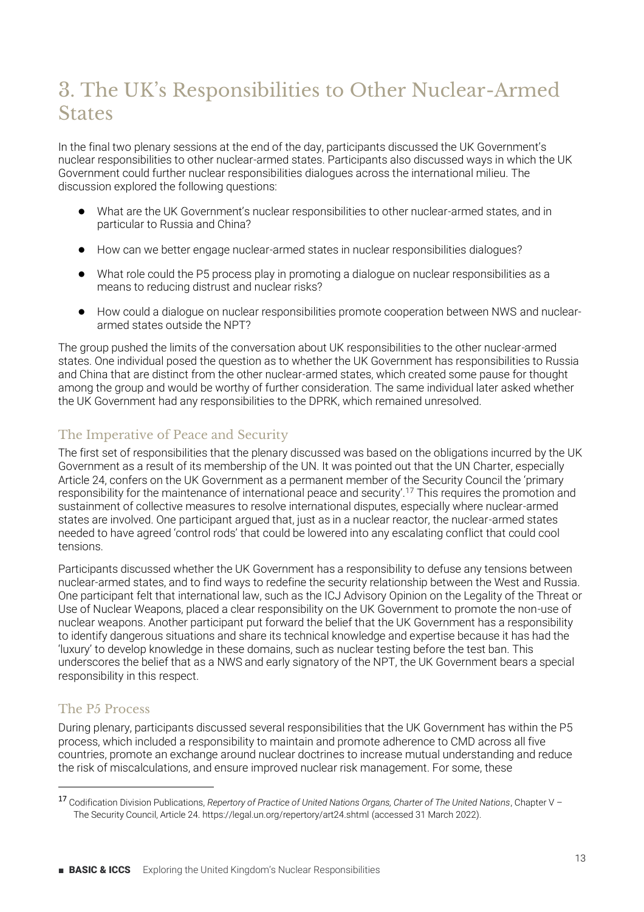# 3. The UK's Responsibilities to Other Nuclear-Armed States

In the final two plenary sessions at the end of the day, participants discussed the UK Government's nuclear responsibilities to other nuclear-armed states. Participants also discussed ways in which the UK Government could further nuclear responsibilities dialogues across the international milieu. The discussion explored the following questions:

- What are the UK Government's nuclear responsibilities to other nuclear-armed states, and in particular to Russia and China?
- How can we better engage nuclear-armed states in nuclear responsibilities dialogues?
- What role could the P5 process play in promoting a dialogue on nuclear responsibilities as a means to reducing distrust and nuclear risks?
- How could a dialogue on nuclear responsibilities promote cooperation between NWS and nuclear-armed states outside the NPT?

The group pushed the limits of the conversation about UK responsibilities to the other nuclear-armed states. One individual posed the question as to whether the UK Government has responsibilities to Russia and China that are distinct from the other nuclear-armed states, which created some pause for thought among the group and would be worthy of further consideration. The same individual later asked whether the UK Government had any responsibilities to the DPRK, which remained unresolved.

## The Imperative of Peace and Security

The first set of responsibilities that the plenary discussed was based on the obligations incurred by the UK Government as a result of its membership of the UN. It was pointed out that the UN Charter, especially Article 24, confers on the UK Government as a permanent member of the Security Council the 'primary responsibility for the maintenance of international peace and security'.[17] This requires the promotion and sustainment of collective measures to resolve international disputes, especially where nuclear-armed states are involved. One participant argued that, just as in a nuclear reactor, the nuclear-armed states needed to have agreed 'control rods' that could be lowered into any escalating conflict that could cool tensions.

Participants discussed whether the UK Government has a responsibility to defuse any tensions between nuclear-armed states, and to find ways to redefine the security relationship between the West and Russia. One participant felt that international law, such as the ICJ Advisory Opinion on the Legality of the Threat or Use of Nuclear Weapons, placed a clear responsibility on the UK Government to promote the non-use of nuclear weapons. Another participant put forward the belief that the UK Government has a responsibility to identify dangerous situations and share its technical knowledge and expertise because it has had the 'luxury' to develop knowledge in these domains, such as nuclear testing before the test ban. This underscores the belief that as a NWS and early signatory of the NPT, the UK Government bears a special responsibility in this respect.

## The P5 Process

During plenary, participants discussed several responsibilities that the UK Government has within the P5 process, which included a responsibility to maintain and promote adherence to CMD across all five countries, promote an exchange around nuclear doctrines to increase mutual understanding and reduce the risk of miscalculations, and ensure improved nuclear risk management. For some, these

[17] Codification Division Publications, *Repertory of Practice of United Nations Organs, Charter of The United Nations*, Chapter V – The Security Council, Article 24. https://legal.un.org/repertory/art24.shtml (accessed 31 March 2022).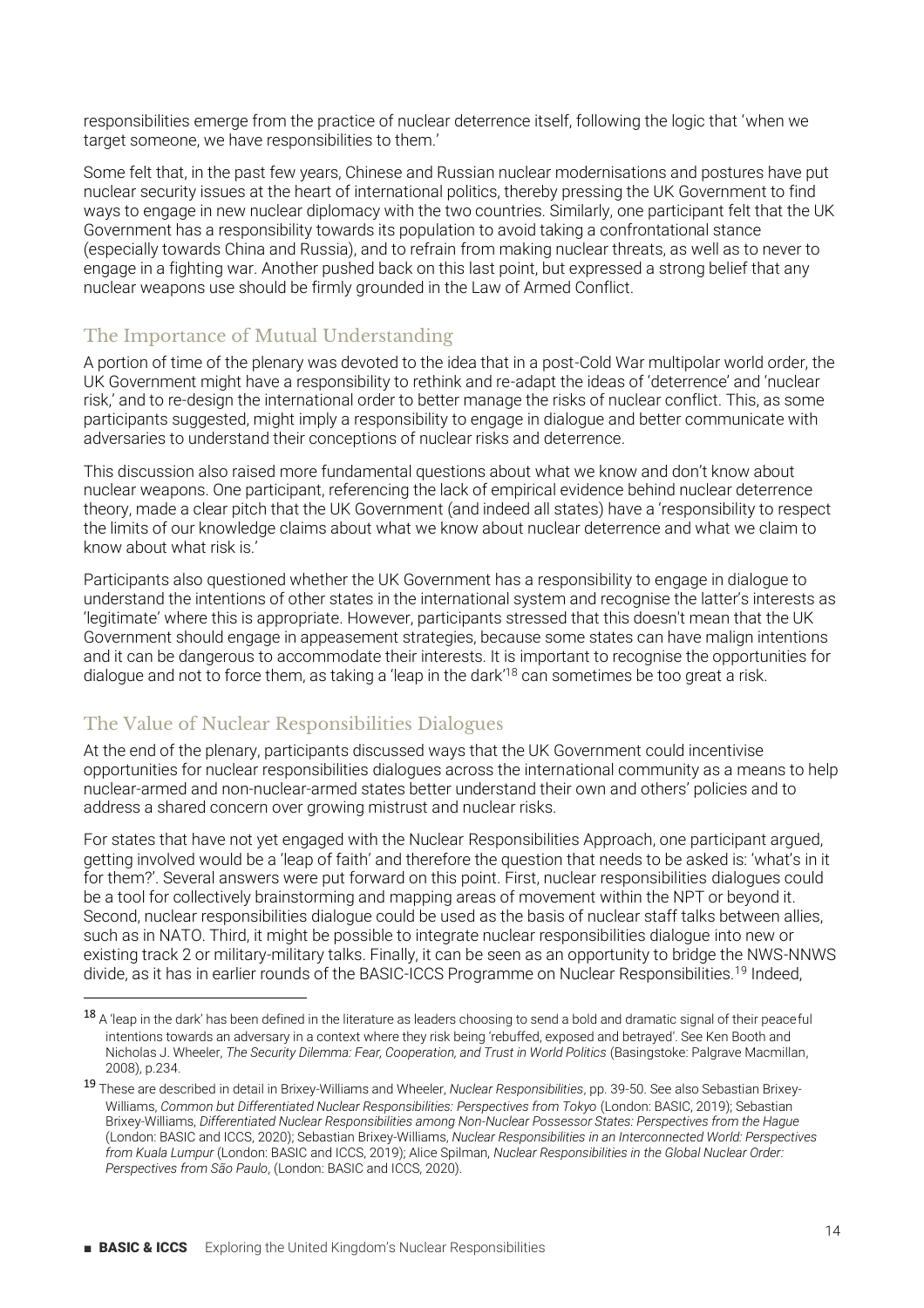responsibilities emerge from the practice of nuclear deterrence itself, following the logic that 'when we target someone, we have responsibilities to them.'

Some felt that, in the past few years, Chinese and Russian nuclear modernisations and postures have put nuclear security issues at the heart of international politics, thereby pressing the UK Government to find ways to engage in new nuclear diplomacy with the two countries. Similarly, one participant felt that the UK Government has a responsibility towards its population to avoid taking a confrontational stance (especially towards China and Russia), and to refrain from making nuclear threats, as well as to never to engage in a fighting war. Another pushed back on this last point, but expressed a strong belief that any nuclear weapons use should be firmly grounded in the Law of Armed Conflict.

## The Importance of Mutual Understanding

A portion of time of the plenary was devoted to the idea that in a post-Cold War multipolar world order, the UK Government might have a responsibility to rethink and re-adapt the ideas of 'deterrence' and 'nuclear risk,' and to re-design the international order to better manage the risks of nuclear conflict. This, as some participants suggested, might imply a responsibility to engage in dialogue and better communicate with adversaries to understand their conceptions of nuclear risks and deterrence.

This discussion also raised more fundamental questions about what we know and don't know about nuclear weapons. One participant, referencing the lack of empirical evidence behind nuclear deterrence theory, made a clear pitch that the UK Government (and indeed all states) have a 'responsibility to respect the limits of our knowledge claims about what we know about nuclear deterrence and what we claim to know about what risk is.'

Participants also questioned whether the UK Government has a responsibility to engage in dialogue to understand the intentions of other states in the international system and recognise the latter's interests as 'legitimate' where this is appropriate. However, participants stressed that this doesn't mean that the UK Government should engage in appeasement strategies, because some states can have malign intentions and it can be dangerous to accommodate their interests. It is important to recognise the opportunities for dialogue and not to force them, as taking a 'leap in the dark'[18] can sometimes be too great a risk.

## The Value of Nuclear Responsibilities Dialogues

At the end of the plenary, participants discussed ways that the UK Government could incentivise opportunities for nuclear responsibilities dialogues across the international community as a means to help nuclear-armed and non-nuclear-armed states better understand their own and others' policies and to address a shared concern over growing mistrust and nuclear risks.

For states that have not yet engaged with the Nuclear Responsibilities Approach, one participant argued, getting involved would be a 'leap of faith' and therefore the question that needs to be asked is: 'what's in it for them?'. Several answers were put forward on this point. First, nuclear responsibilities dialogues could be a tool for collectively brainstorming and mapping areas of movement within the NPT or beyond it. Second, nuclear responsibilities dialogue could be used as the basis of nuclear staff talks between allies, such as in NATO. Third, it might be possible to integrate nuclear responsibilities dialogue into new or existing track 2 or military-military talks. Finally, it can be seen as an opportunity to bridge the NWS-NNWS divide, as it has in earlier rounds of the BASIC-ICCS Programme on Nuclear Responsibilities.[19] Indeed,

---

[18] A 'leap in the dark' has been defined in the literature as leaders choosing to send a bold and dramatic signal of their peaceful intentions towards an adversary in a context where they risk being 'rebuffed, exposed and betrayed'. See Ken Booth and Nicholas J. Wheeler, *The Security Dilemma: Fear, Cooperation, and Trust in World Politics* (Basingstoke: Palgrave Macmillan, 2008), p.234.

[19] These are described in detail in Brixey-Williams and Wheeler, *Nuclear Responsibilities*, pp. 39-50. See also Sebastian Brixey-Williams, *Common but Differentiated Nuclear Responsibilities: Perspectives from Tokyo* (London: BASIC, 2019); Sebastian Brixey-Williams, *Differentiated Nuclear Responsibilities among Non-Nuclear Possessor States: Perspectives from the Hague* (London: BASIC and ICCS, 2020); Sebastian Brixey-Williams, *Nuclear Responsibilities in an Interconnected World: Perspectives from Kuala Lumpur* (London: BASIC and ICCS, 2019); Alice Spilman, *Nuclear Responsibilities in the Global Nuclear Order: Perspectives from São Paulo*, (London: BASIC and ICCS, 2020).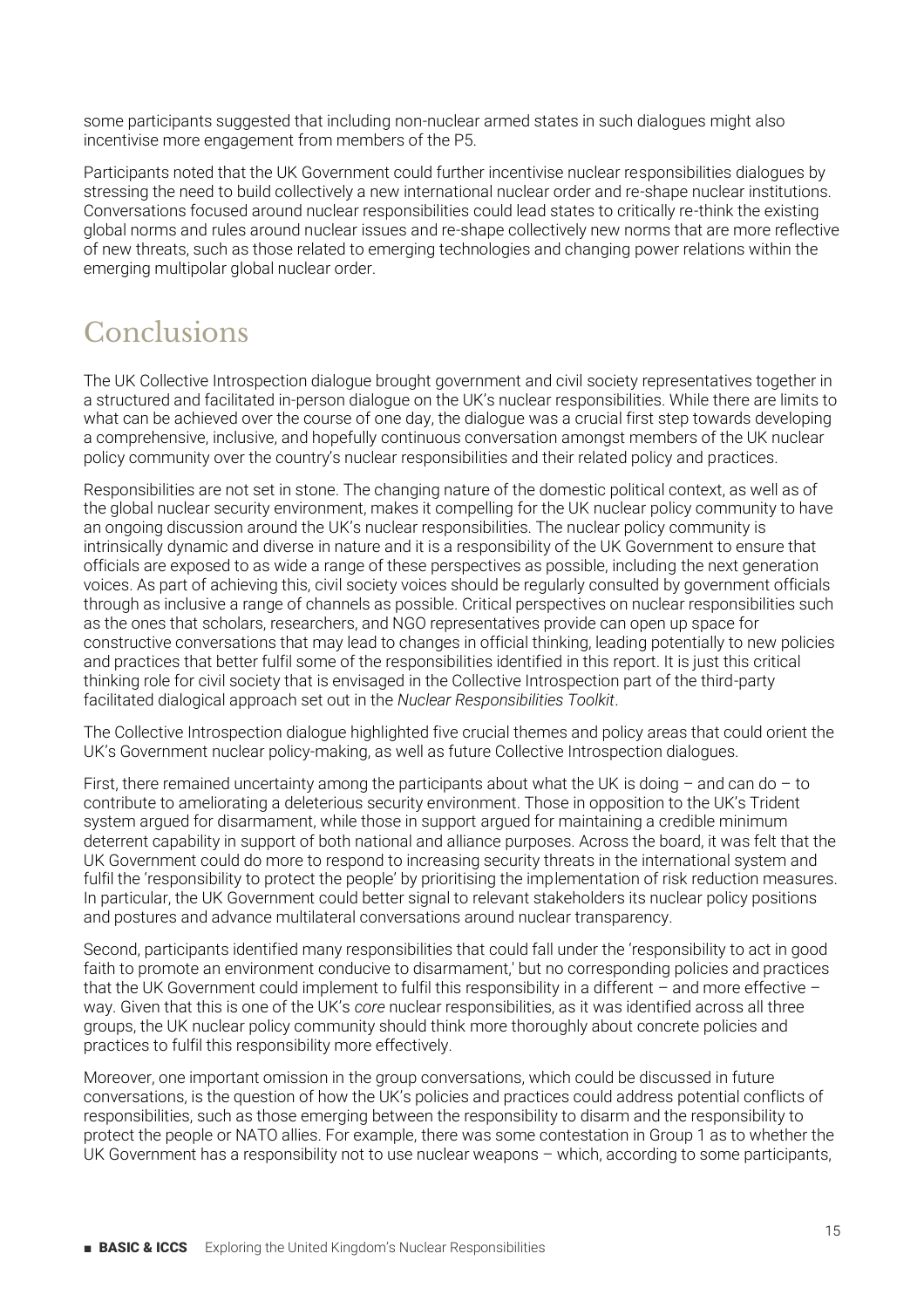some participants suggested that including non-nuclear armed states in such dialogues might also incentivise more engagement from members of the P5.

Participants noted that the UK Government could further incentivise nuclear responsibilities dialogues by stressing the need to build collectively a new international nuclear order and re-shape nuclear institutions. Conversations focused around nuclear responsibilities could lead states to critically re-think the existing global norms and rules around nuclear issues and re-shape collectively new norms that are more reflective of new threats, such as those related to emerging technologies and changing power relations within the emerging multipolar global nuclear order.

# Conclusions

The UK Collective Introspection dialogue brought government and civil society representatives together in a structured and facilitated in-person dialogue on the UK's nuclear responsibilities. While there are limits to what can be achieved over the course of one day, the dialogue was a crucial first step towards developing a comprehensive, inclusive, and hopefully continuous conversation amongst members of the UK nuclear policy community over the country's nuclear responsibilities and their related policy and practices.

Responsibilities are not set in stone. The changing nature of the domestic political context, as well as of the global nuclear security environment, makes it compelling for the UK nuclear policy community to have an ongoing discussion around the UK's nuclear responsibilities. The nuclear policy community is intrinsically dynamic and diverse in nature and it is a responsibility of the UK Government to ensure that officials are exposed to as wide a range of these perspectives as possible, including the next generation voices. As part of achieving this, civil society voices should be regularly consulted by government officials through as inclusive a range of channels as possible. Critical perspectives on nuclear responsibilities such as the ones that scholars, researchers, and NGO representatives provide can open up space for constructive conversations that may lead to changes in official thinking, leading potentially to new policies and practices that better fulfil some of the responsibilities identified in this report. It is just this critical thinking role for civil society that is envisaged in the Collective Introspection part of the third-party facilitated dialogical approach set out in the *Nuclear Responsibilities Toolkit*.

The Collective Introspection dialogue highlighted five crucial themes and policy areas that could orient the UK's Government nuclear policy-making, as well as future Collective Introspection dialogues.

First, there remained uncertainty among the participants about what the UK is doing – and can do – to contribute to ameliorating a deleterious security environment. Those in opposition to the UK's Trident system argued for disarmament, while those in support argued for maintaining a credible minimum deterrent capability in support of both national and alliance purposes. Across the board, it was felt that the UK Government could do more to respond to increasing security threats in the international system and fulfil the 'responsibility to protect the people' by prioritising the implementation of risk reduction measures. In particular, the UK Government could better signal to relevant stakeholders its nuclear policy positions and postures and advance multilateral conversations around nuclear transparency.

Second, participants identified many responsibilities that could fall under the 'responsibility to act in good faith to promote an environment conducive to disarmament,' but no corresponding policies and practices that the UK Government could implement to fulfil this responsibility in a different – and more effective – way. Given that this is one of the UK's *core* nuclear responsibilities, as it was identified across all three groups, the UK nuclear policy community should think more thoroughly about concrete policies and practices to fulfil this responsibility more effectively.

Moreover, one important omission in the group conversations, which could be discussed in future conversations, is the question of how the UK's policies and practices could address potential conflicts of responsibilities, such as those emerging between the responsibility to disarm and the responsibility to protect the people or NATO allies. For example, there was some contestation in Group 1 as to whether the UK Government has a responsibility not to use nuclear weapons – which, according to some participants,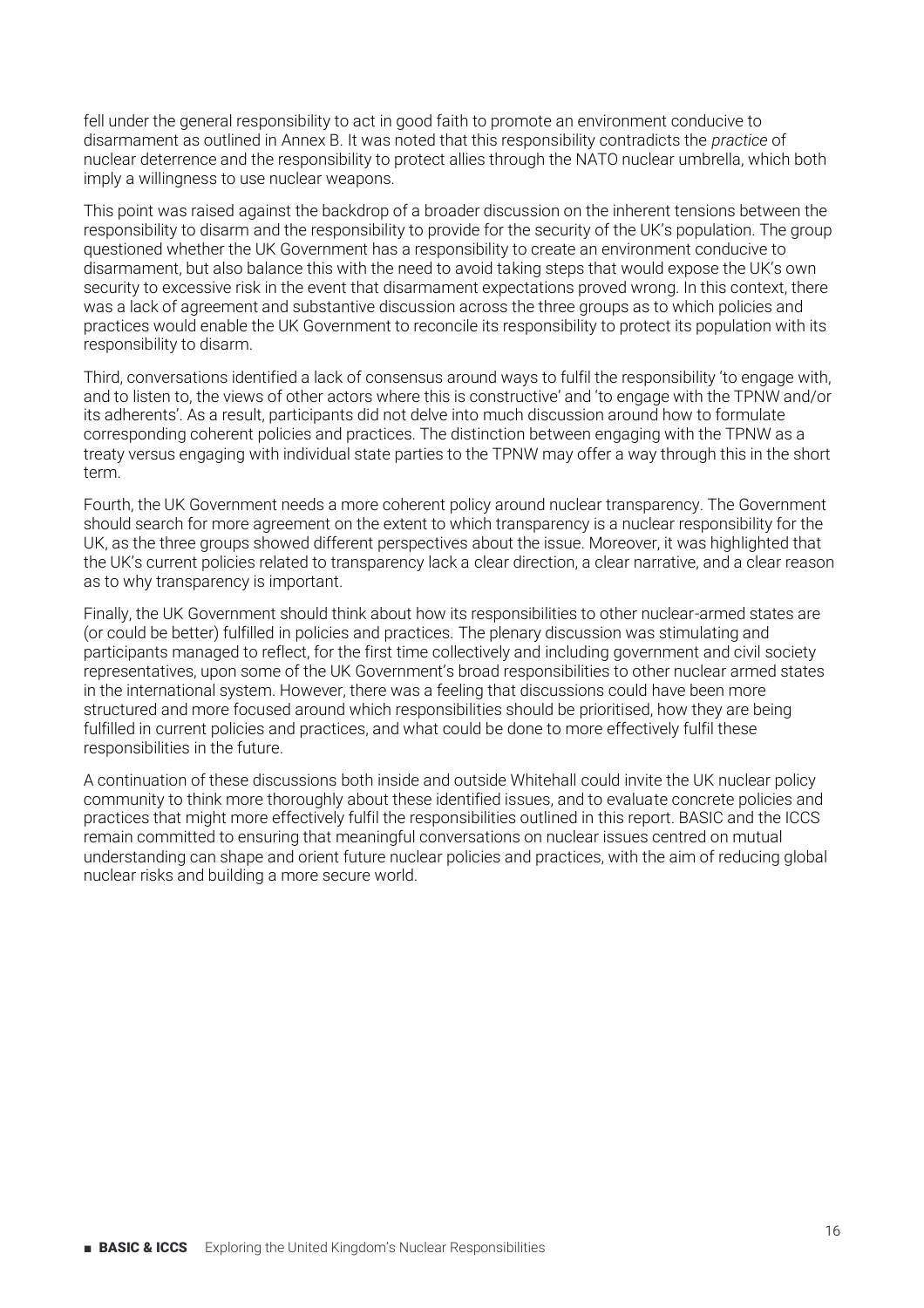fell under the general responsibility to act in good faith to promote an environment conducive to disarmament as outlined in Annex B. It was noted that this responsibility contradicts the *practice* of nuclear deterrence and the responsibility to protect allies through the NATO nuclear umbrella, which both imply a willingness to use nuclear weapons.

This point was raised against the backdrop of a broader discussion on the inherent tensions between the responsibility to disarm and the responsibility to provide for the security of the UK's population. The group questioned whether the UK Government has a responsibility to create an environment conducive to disarmament, but also balance this with the need to avoid taking steps that would expose the UK's own security to excessive risk in the event that disarmament expectations proved wrong. In this context, there was a lack of agreement and substantive discussion across the three groups as to which policies and practices would enable the UK Government to reconcile its responsibility to protect its population with its responsibility to disarm.

Third, conversations identified a lack of consensus around ways to fulfil the responsibility 'to engage with, and to listen to, the views of other actors where this is constructive' and 'to engage with the TPNW and/or its adherents'. As a result, participants did not delve into much discussion around how to formulate corresponding coherent policies and practices. The distinction between engaging with the TPNW as a treaty versus engaging with individual state parties to the TPNW may offer a way through this in the short term.

Fourth, the UK Government needs a more coherent policy around nuclear transparency. The Government should search for more agreement on the extent to which transparency is a nuclear responsibility for the UK, as the three groups showed different perspectives about the issue. Moreover, it was highlighted that the UK's current policies related to transparency lack a clear direction, a clear narrative, and a clear reason as to why transparency is important.

Finally, the UK Government should think about how its responsibilities to other nuclear-armed states are (or could be better) fulfilled in policies and practices. The plenary discussion was stimulating and participants managed to reflect, for the first time collectively and including government and civil society representatives, upon some of the UK Government's broad responsibilities to other nuclear armed states in the international system. However, there was a feeling that discussions could have been more structured and more focused around which responsibilities should be prioritised, how they are being fulfilled in current policies and practices, and what could be done to more effectively fulfil these responsibilities in the future.

A continuation of these discussions both inside and outside Whitehall could invite the UK nuclear policy community to think more thoroughly about these identified issues, and to evaluate concrete policies and practices that might more effectively fulfil the responsibilities outlined in this report. BASIC and the ICCS remain committed to ensuring that meaningful conversations on nuclear issues centred on mutual understanding can shape and orient future nuclear policies and practices, with the aim of reducing global nuclear risks and building a more secure world.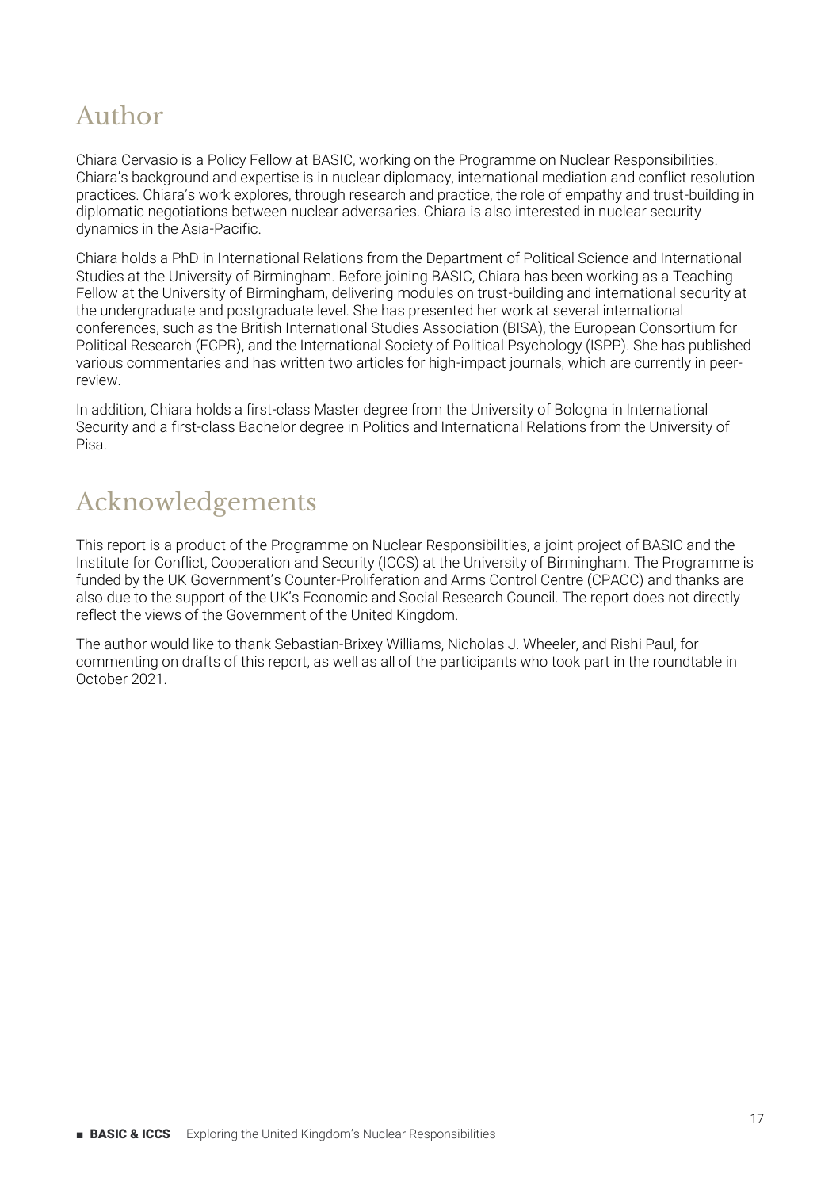# Author

Chiara Cervasio is a Policy Fellow at BASIC, working on the Programme on Nuclear Responsibilities. Chiara's background and expertise is in nuclear diplomacy, international mediation and conflict resolution practices. Chiara's work explores, through research and practice, the role of empathy and trust-building in diplomatic negotiations between nuclear adversaries. Chiara is also interested in nuclear security dynamics in the Asia-Pacific.

Chiara holds a PhD in International Relations from the Department of Political Science and International Studies at the University of Birmingham. Before joining BASIC, Chiara has been working as a Teaching Fellow at the University of Birmingham, delivering modules on trust-building and international security at the undergraduate and postgraduate level. She has presented her work at several international conferences, such as the British International Studies Association (BISA), the European Consortium for Political Research (ECPR), and the International Society of Political Psychology (ISPP). She has published various commentaries and has written two articles for high-impact journals, which are currently in peer-review.

In addition, Chiara holds a first-class Master degree from the University of Bologna in International Security and a first-class Bachelor degree in Politics and International Relations from the University of Pisa.

# Acknowledgements

This report is a product of the Programme on Nuclear Responsibilities, a joint project of BASIC and the Institute for Conflict, Cooperation and Security (ICCS) at the University of Birmingham. The Programme is funded by the UK Government's Counter-Proliferation and Arms Control Centre (CPACC) and thanks are also due to the support of the UK's Economic and Social Research Council. The report does not directly reflect the views of the Government of the United Kingdom.

The author would like to thank Sebastian-Brixey Williams, Nicholas J. Wheeler, and Rishi Paul, for commenting on drafts of this report, as well as all of the participants who took part in the roundtable in October 2021.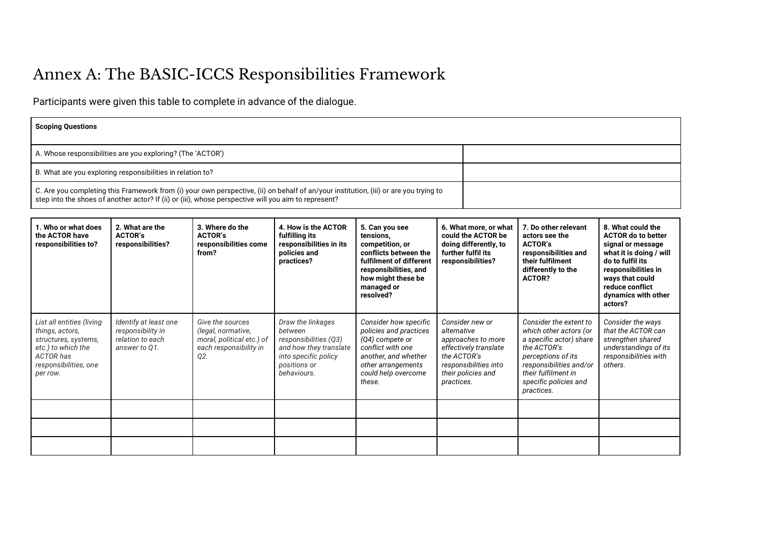# Annex A: The BASIC-ICCS Responsibilities Framework

Participants were given this table to complete in advance of the dialogue.

| **Scoping Questions** | |
|---|---|
| A. Whose responsibilities are you exploring? (The 'ACTOR') | |
| B. What are you exploring responsibilities in relation to? | |
| C. Are you completing this Framework from (i) your own perspective, (ii) on behalf of an/your institution, (iii) or are you trying to step into the shoes of another actor? If (ii) or (iii), whose perspective will you aim to represent? | |

| **1. Who or what does the ACTOR have responsibilities to?** | **2. What are the ACTOR's responsibilities?** | **3. Where do the ACTOR's responsibilities come from?** | **4. How is the ACTOR fulfilling its responsibilities in its policies and practices?** | **5. Can you see tensions, competition, or conflicts between the fulfilment of different responsibilities, and how might these be managed or resolved?** | **6. What more, or what could the ACTOR be doing differently, to further fulfil its responsibilities?** | **7. Do other relevant actors see the ACTOR's responsibilities and their fulfilment differently to the ACTOR?** | **8. What could the ACTOR do to better signal or message what it is doing / will do to fulfil its responsibilities in ways that could reduce conflict dynamics with other actors?** |
|---|---|---|---|---|---|---|---|
| *List all entities (living things, actors, structures, systems, etc.) to which the ACTOR has responsibilities, one per row.* | *Identify at least one responsibility in relation to each answer to Q1.* | *Give the sources (legal, normative, moral, political etc.) of each responsibility in Q2.* | *Draw the linkages between responsibilities (Q3) and how they translate into specific policy positions or behaviours.* | *Consider how specific policies and practices (Q4) compete or conflict with one another, and whether other arrangements could help overcome these.* | *Consider new or alternative approaches to more effectively translate the ACTOR's responsibilities into their policies and practices.* | *Consider the extent to which other actors (or a specific actor) share the ACTOR's perceptions of its responsibilities and/or their fulfilment in specific policies and practices.* | *Consider the ways that the ACTOR can strengthen shared understandings of its responsibilities with others.* |
| | | | | | | | |
| | | | | | | | |
| | | | | | | | |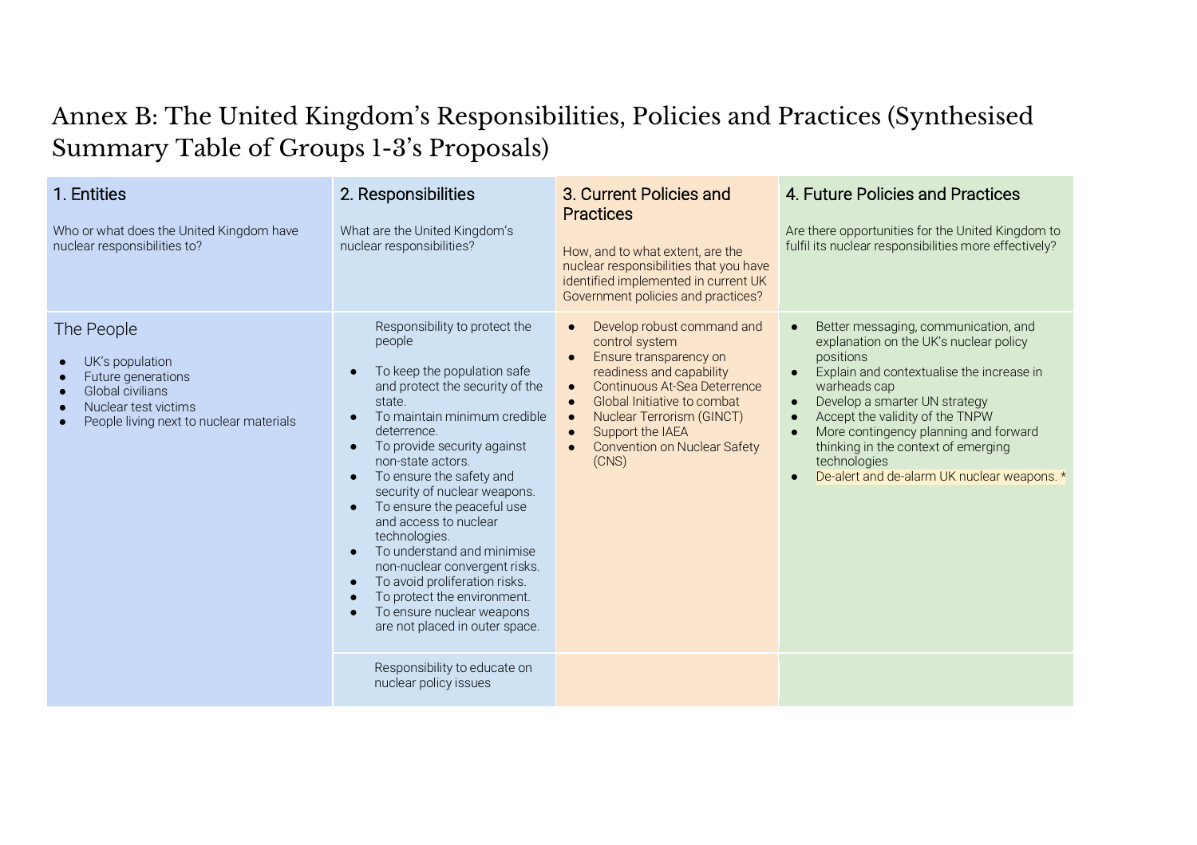# Annex B: The United Kingdom's Responsibilities, Policies and Practices (Synthesised Summary Table of Groups 1-3's Proposals)

| 1. Entities<br><br>Who or what does the United Kingdom have nuclear responsibilities to? | 2. Responsibilities<br><br>What are the United Kingdom's nuclear responsibilities? | 3. Current Policies and Practices<br><br>How, and to what extent, are the nuclear responsibilities that you have identified implemented in current UK Government policies and practices? | 4. Future Policies and Practices<br><br>Are there opportunities for the United Kingdom to fulfil its nuclear responsibilities more effectively? |
|---|---|---|---|
| The People<br><br>● UK's population<br>● Future generations<br>● Global civilians<br>● Nuclear test victims<br>● People living next to nuclear materials | Responsibility to protect the people<br><br>● To keep the population safe and protect the security of the state.<br>● To maintain minimum credible deterrence.<br>● To provide security against non-state actors.<br>● To ensure the safety and security of nuclear weapons.<br>● To ensure the peaceful use and access to nuclear technologies.<br>● To understand and minimise non-nuclear convergent risks.<br>● To avoid proliferation risks.<br>● To protect the environment.<br>● To ensure nuclear weapons are not placed in outer space. | ● Develop robust command and control system<br>● Ensure transparency on readiness and capability<br>● Continuous At-Sea Deterrence<br>● Global Initiative to combat<br>● Nuclear Terrorism (GINCT)<br>● Support the IAEA<br>● Convention on Nuclear Safety (CNS) | ● Better messaging, communication, and explanation on the UK's nuclear policy positions<br>● Explain and contextualise the increase in warheads cap<br>● Develop a smarter UN strategy<br>● Accept the validity of the TNPW<br>● More contingency planning and forward thinking in the context of emerging technologies<br>● De-alert and de-alarm UK nuclear weapons. * |
| | Responsibility to educate on nuclear policy issues | | |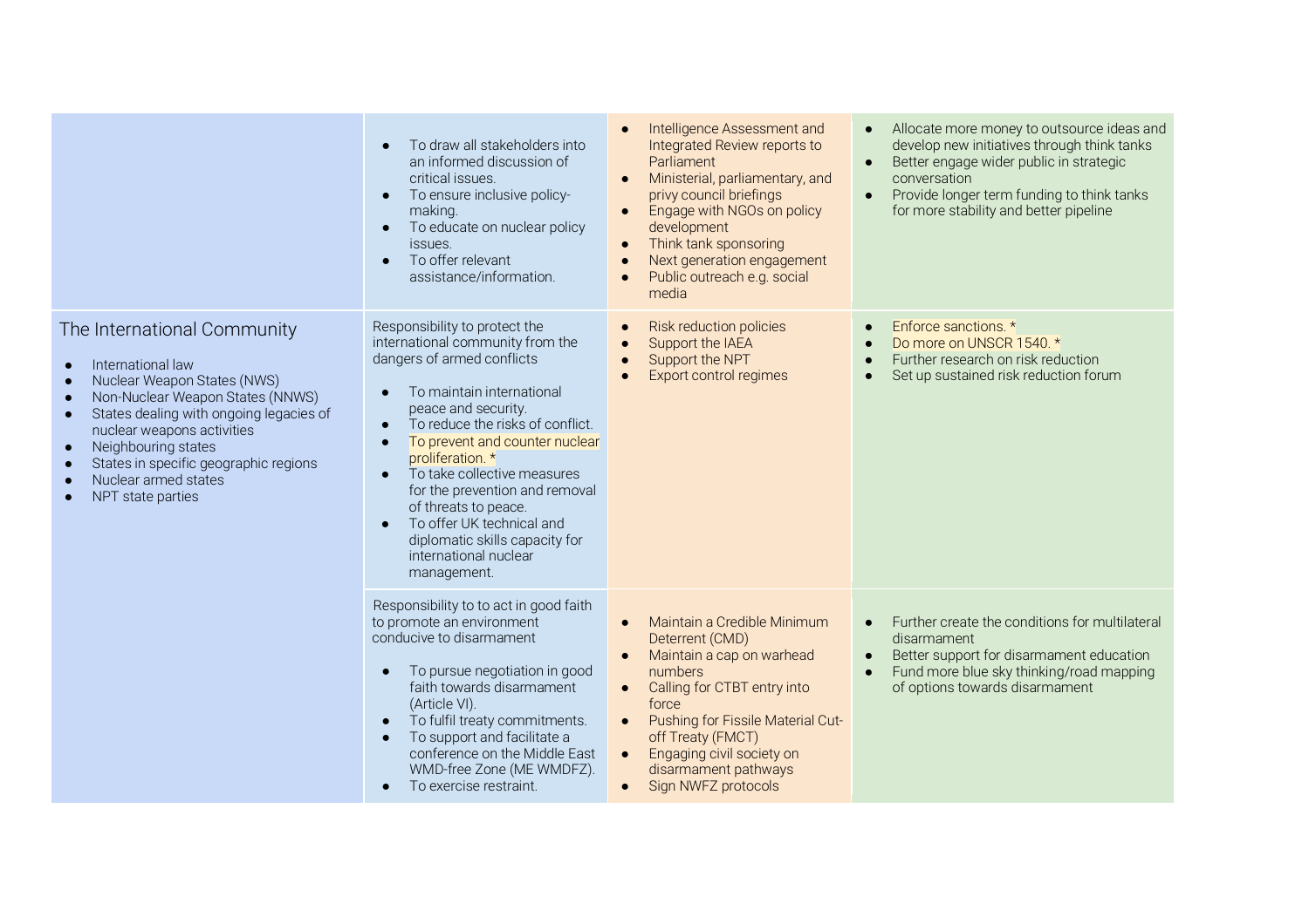| | | | |
|---|---|---|---|
| | • To draw all stakeholders into an informed discussion of critical issues.<br>• To ensure inclusive policy-making.<br>• To educate on nuclear policy issues.<br>• To offer relevant assistance/information. | • Intelligence Assessment and Integrated Review reports to Parliament<br>• Ministerial, parliamentary, and privy council briefings<br>• Engage with NGOs on policy development<br>• Think tank sponsoring<br>• Next generation engagement<br>• Public outreach e.g. social media | • Allocate more money to outsource ideas and develop new initiatives through think tanks<br>• Better engage wider public in strategic conversation<br>• Provide longer term funding to think tanks for more stability and better pipeline |
| The International Community<br>• International law<br>• Nuclear Weapon States (NWS)<br>• Non-Nuclear Weapon States (NNWS)<br>• States dealing with ongoing legacies of nuclear weapons activities<br>• Neighbouring states<br>• States in specific geographic regions<br>• Nuclear armed states<br>• NPT state parties | Responsibility to protect the international community from the dangers of armed conflicts<br>• To maintain international peace and security.<br>• To reduce the risks of conflict.<br>• To prevent and counter nuclear proliferation. *<br>• To take collective measures for the prevention and removal of threats to peace.<br>• To offer UK technical and diplomatic skills capacity for international nuclear management. | • Risk reduction policies<br>• Support the IAEA<br>• Support the NPT<br>• Export control regimes | • Enforce sanctions. *<br>• Do more on UNSCR 1540. *<br>• Further research on risk reduction<br>• Set up sustained risk reduction forum |
| | Responsibility to to act in good faith to promote an environment conducive to disarmament<br>• To pursue negotiation in good faith towards disarmament (Article VI).<br>• To fulfil treaty commitments.<br>• To support and facilitate a conference on the Middle East WMD-free Zone (ME WMDFZ).<br>• To exercise restraint. | • Maintain a Credible Minimum Deterrent (CMD)<br>• Maintain a cap on warhead numbers<br>• Calling for CTBT entry into force<br>• Pushing for Fissile Material Cut-off Treaty (FMCT)<br>• Engaging civil society on disarmament pathways<br>• Sign NWFZ protocols | • Further create the conditions for multilateral disarmament<br>• Better support for disarmament education<br>• Fund more blue sky thinking/road mapping of options towards disarmament |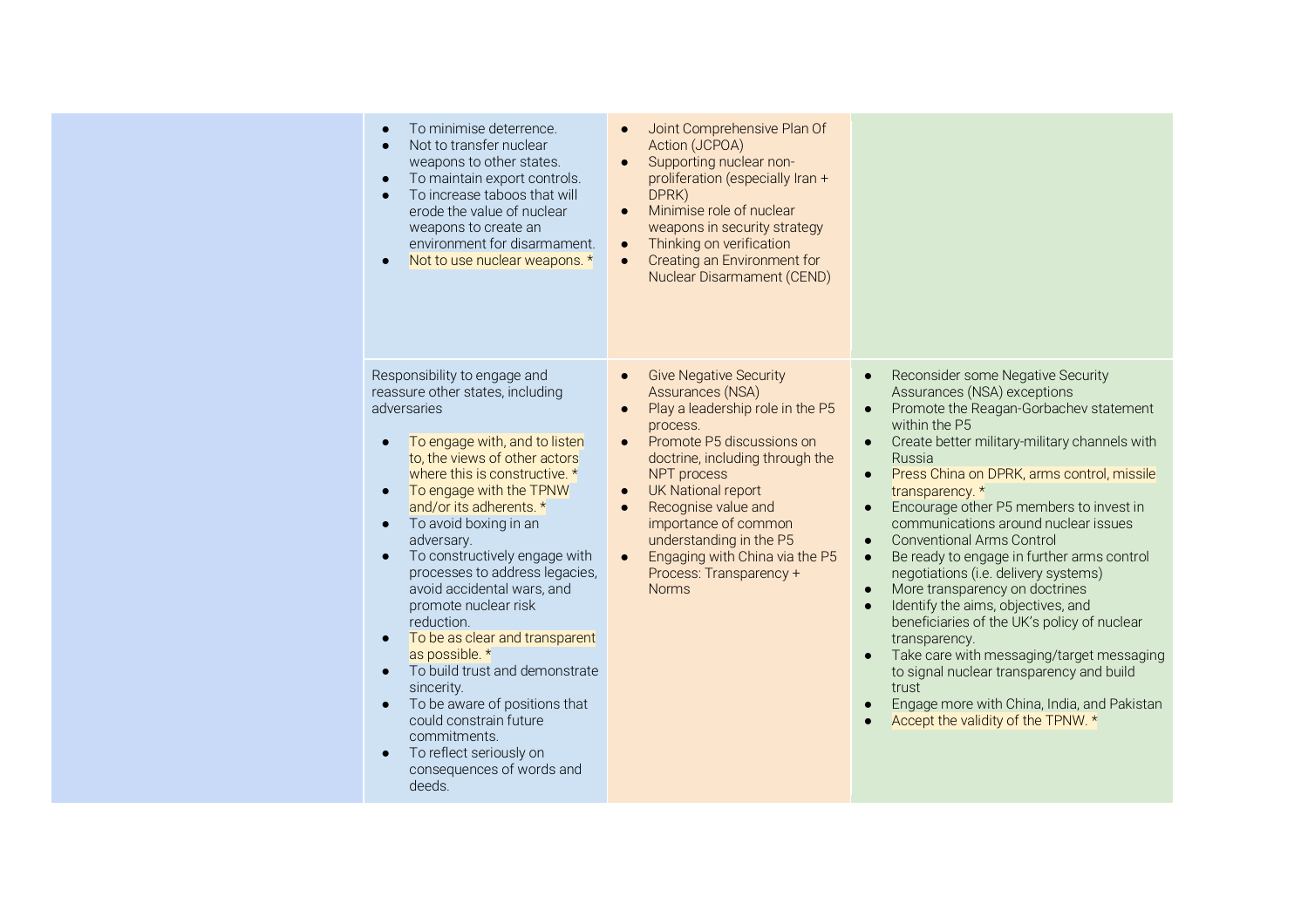| | | | |
|---|---|---|---|
| | <ul><li>To minimise deterrence.</li><li>Not to transfer nuclear weapons to other states.</li><li>To maintain export controls.</li><li>To increase taboos that will erode the value of nuclear weapons to create an environment for disarmament.</li><li>Not to use nuclear weapons. *</li></ul> | <ul><li>Joint Comprehensive Plan Of Action (JCPOA)</li><li>Supporting nuclear non-proliferation (especially Iran + DPRK)</li><li>Minimise role of nuclear weapons in security strategy</li><li>Thinking on verification</li><li>Creating an Environment for Nuclear Disarmament (CEND)</li></ul> | |
| | Responsibility to engage and reassure other states, including adversaries<ul><li>To engage with, and to listen to, the views of other actors where this is constructive. *</li><li>To engage with the TPNW and/or its adherents. *</li><li>To avoid boxing in an adversary.</li><li>To constructively engage with processes to address legacies, avoid accidental wars, and promote nuclear risk reduction.</li><li>To be as clear and transparent as possible. *</li><li>To build trust and demonstrate sincerity.</li><li>To be aware of positions that could constrain future commitments.</li><li>To reflect seriously on consequences of words and deeds.</li></ul> | <ul><li>Give Negative Security Assurances (NSA)</li><li>Play a leadership role in the P5 process.</li><li>Promote P5 discussions on doctrine, including through the NPT process</li><li>UK National report</li><li>Recognise value and importance of common understanding in the P5</li><li>Engaging with China via the P5 Process: Transparency + Norms</li></ul> | <ul><li>Reconsider some Negative Security Assurances (NSA) exceptions</li><li>Promote the Reagan-Gorbachev statement within the P5</li><li>Create better military-military channels with Russia</li><li>Press China on DPRK, arms control, missile transparency. *</li><li>Encourage other P5 members to invest in communications around nuclear issues</li><li>Conventional Arms Control</li><li>Be ready to engage in further arms control negotiations (i.e. delivery systems)</li><li>More transparency on doctrines</li><li>Identify the aims, objectives, and beneficiaries of the UK's policy of nuclear transparency.</li><li>Take care with messaging/target messaging to signal nuclear transparency and build trust</li><li>Engage more with China, India, and Pakistan</li><li>Accept the validity of the TPNW. *</li></ul> |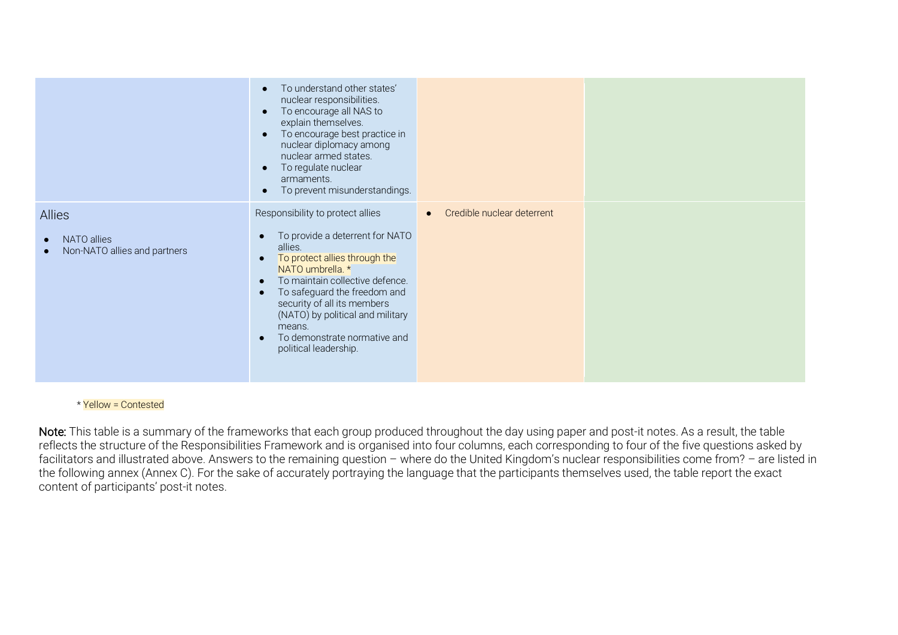| | | | |
|---|---|---|---|
| | • To understand other states' nuclear responsibilities.<br>• To encourage all NAS to explain themselves.<br>• To encourage best practice in nuclear diplomacy among nuclear armed states.<br>• To regulate nuclear armaments.<br>• To prevent misunderstandings. | | |
| Allies<br>• NATO allies<br>• Non-NATO allies and partners | Responsibility to protect allies<br>• To provide a deterrent for NATO allies.<br>• To protect allies through the NATO umbrella. *<br>• To maintain collective defence.<br>• To safeguard the freedom and security of all its members (NATO) by political and military means.<br>• To demonstrate normative and political leadership. | • Credible nuclear deterrent | |

* Yellow = Contested

**Note:** This table is a summary of the frameworks that each group produced throughout the day using paper and post-it notes. As a result, the table reflects the structure of the Responsibilities Framework and is organised into four columns, each corresponding to four of the five questions asked by facilitators and illustrated above. Answers to the remaining question – where do the United Kingdom's nuclear responsibilities come from? – are listed in the following annex (Annex C). For the sake of accurately portraying the language that the participants themselves used, the table report the exact content of participants' post-it notes.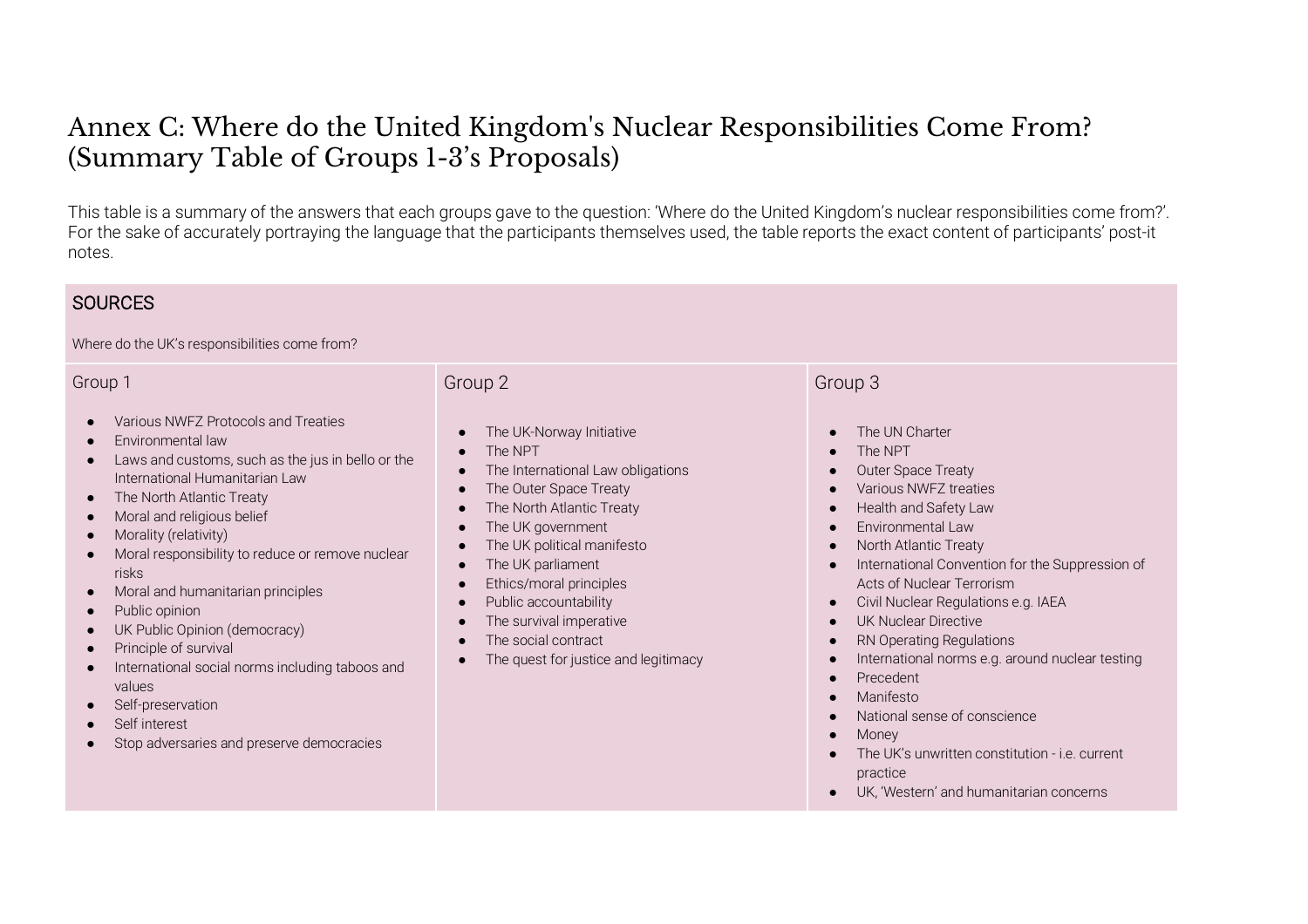# Annex C: Where do the United Kingdom's Nuclear Responsibilities Come From? (Summary Table of Groups 1-3's Proposals)

This table is a summary of the answers that each groups gave to the question: 'Where do the United Kingdom's nuclear responsibilities come from?'. For the sake of accurately portraying the language that the participants themselves used, the table reports the exact content of participants' post-it notes.

| SOURCES<br><br>Where do the UK's responsibilities come from? | | |
|---|---|---|
| **Group 1** | **Group 2** | **Group 3** |
| • Various NWFZ Protocols and Treaties<br>• Environmental law<br>• Laws and customs, such as the jus in bello or the International Humanitarian Law<br>• The North Atlantic Treaty<br>• Moral and religious belief<br>• Morality (relativity)<br>• Moral responsibility to reduce or remove nuclear risks<br>• Moral and humanitarian principles<br>• Public opinion<br>• UK Public Opinion (democracy)<br>• Principle of survival<br>• International social norms including taboos and values<br>• Self-preservation<br>• Self interest<br>• Stop adversaries and preserve democracies | • The UK-Norway Initiative<br>• The NPT<br>• The International Law obligations<br>• The Outer Space Treaty<br>• The North Atlantic Treaty<br>• The UK government<br>• The UK political manifesto<br>• The UK parliament<br>• Ethics/moral principles<br>• Public accountability<br>• The survival imperative<br>• The social contract<br>• The quest for justice and legitimacy | • The UN Charter<br>• The NPT<br>• Outer Space Treaty<br>• Various NWFZ treaties<br>• Health and Safety Law<br>• Environmental Law<br>• North Atlantic Treaty<br>• International Convention for the Suppression of Acts of Nuclear Terrorism<br>• Civil Nuclear Regulations e.g. IAEA<br>• UK Nuclear Directive<br>• RN Operating Regulations<br>• International norms e.g. around nuclear testing<br>• Precedent<br>• Manifesto<br>• National sense of conscience<br>• Money<br>• The UK's unwritten constitution - i.e. current practice<br>• UK, 'Western' and humanitarian concerns |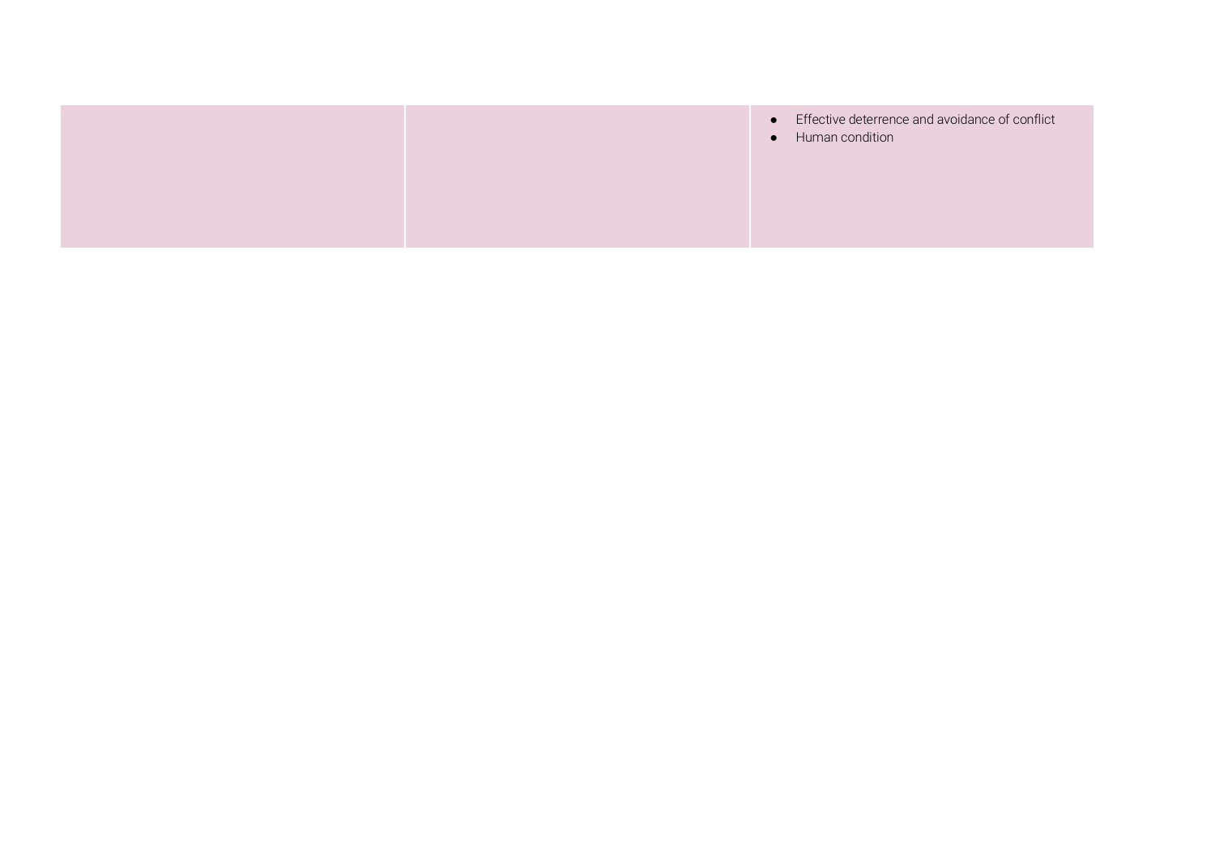| | | |
|---|---|---|
| | | • Effective deterrence and avoidance of conflict<br>• Human condition |